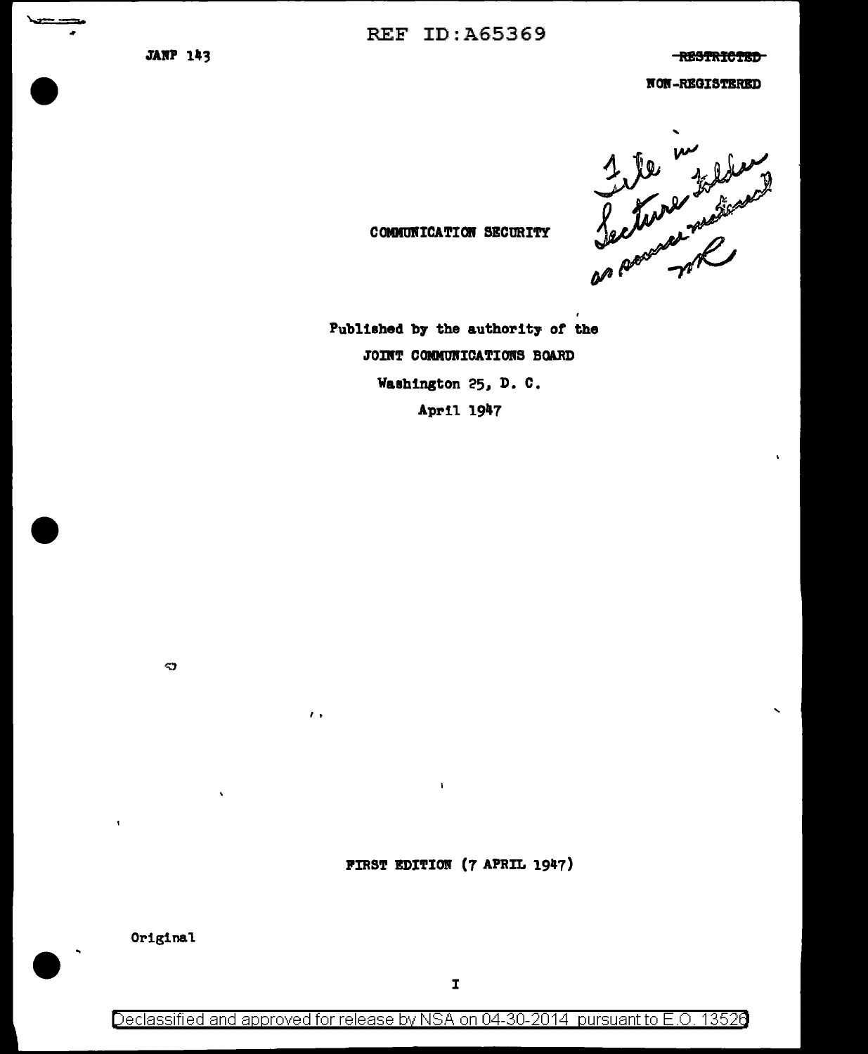JANP 143

~~RESTRICTED~~

NON-REGISTERED

File in Lecture folder as source material MR

# COMMUNICATION SECURITY

Published by the authority of the

JOINT COMMUNICATIONS BOARD

Washington 25, D. C.

April 1947

FIRST EDITION (7 APRIL 1947)

Original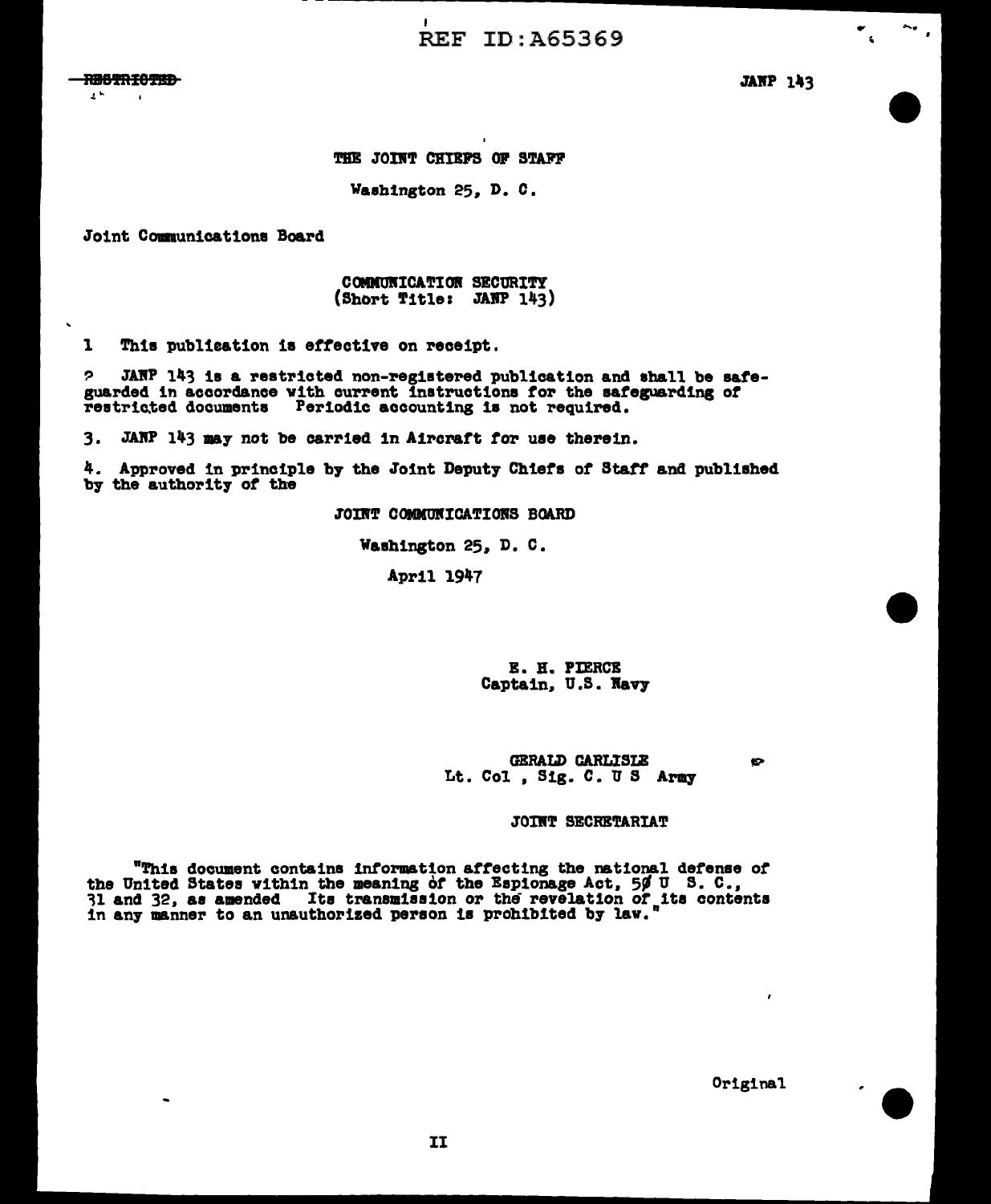~~RESTRICTED~~

THE JOINT CHIEFS OF STAFF

Washington 25, D. C.

Joint Communications Board

COMMUNICATION SECURITY
(Short Title: JANP 143)

1 This publication is effective on receipt.

2 JANP 143 is a restricted non-registered publication and shall be safeguarded in accordance with current instructions for the safeguarding of restricted documents Periodic accounting is not required.

3. JANP 143 may not be carried in Aircraft for use therein.

4. Approved in principle by the Joint Deputy Chiefs of Staff and published by the authority of the

JOINT COMMUNICATIONS BOARD

Washington 25, D. C.

April 1947

E. H. PIERCE
Captain, U.S. Navy

GERALD CARLISLE
Lt. Col , Sig. C. U S Army

JOINT SECRETARIAT

"This document contains information affecting the national defense of the United States within the meaning of the Espionage Act, 50 U S. C., 31 and 32, as amended Its transmission or the revelation of its contents in any manner to an unauthorized person is prohibited by law."

Original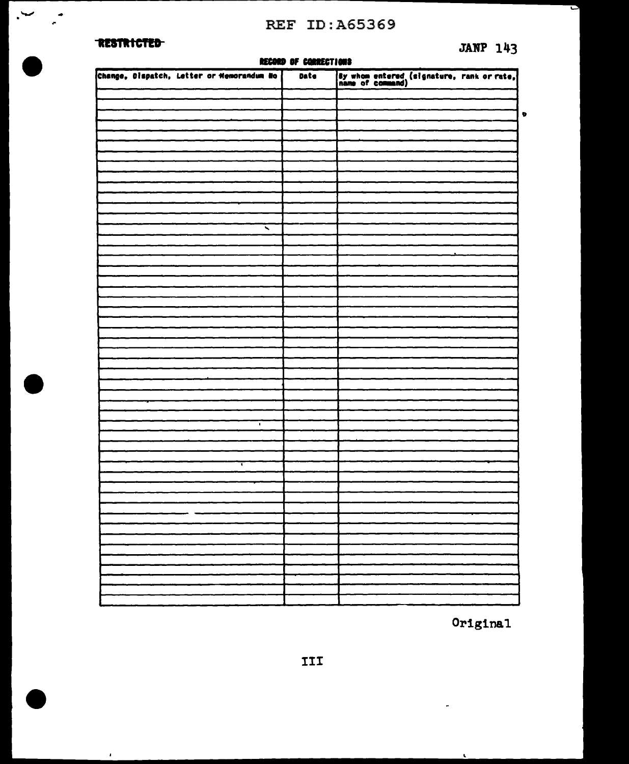RESTRICTED

JANP 143

**RECORD OF CORRECTIONS**

| Change, Dispatch, Letter or Memorandum No | Date | By whom entered (signature, rank or rate, name of command) |
|---|---|---|
| | | |
| | | |
| | | |
| | | |
| | | |
| | | |
| | | |
| | | |
| | | |
| | | |
| | | |
| | | |
| | | |
| | | |
| | | |
| | | |
| | | |
| | | |
| | | |
| | | |
| | | |
| | | |
| | | |
| | | |
| | | |
| | | |
| | | |
| | | |
| | | |
| | | |
| | | |
| | | |
| | | |
| | | |
| | | |
| | | |
| | | |
| | | |
| | | |
| | | |
| | | |
| | | |
| | | |
| | | |
| | | |
| | | |
| | | |
| | | |
| | | |
| | | |
| | | |

Original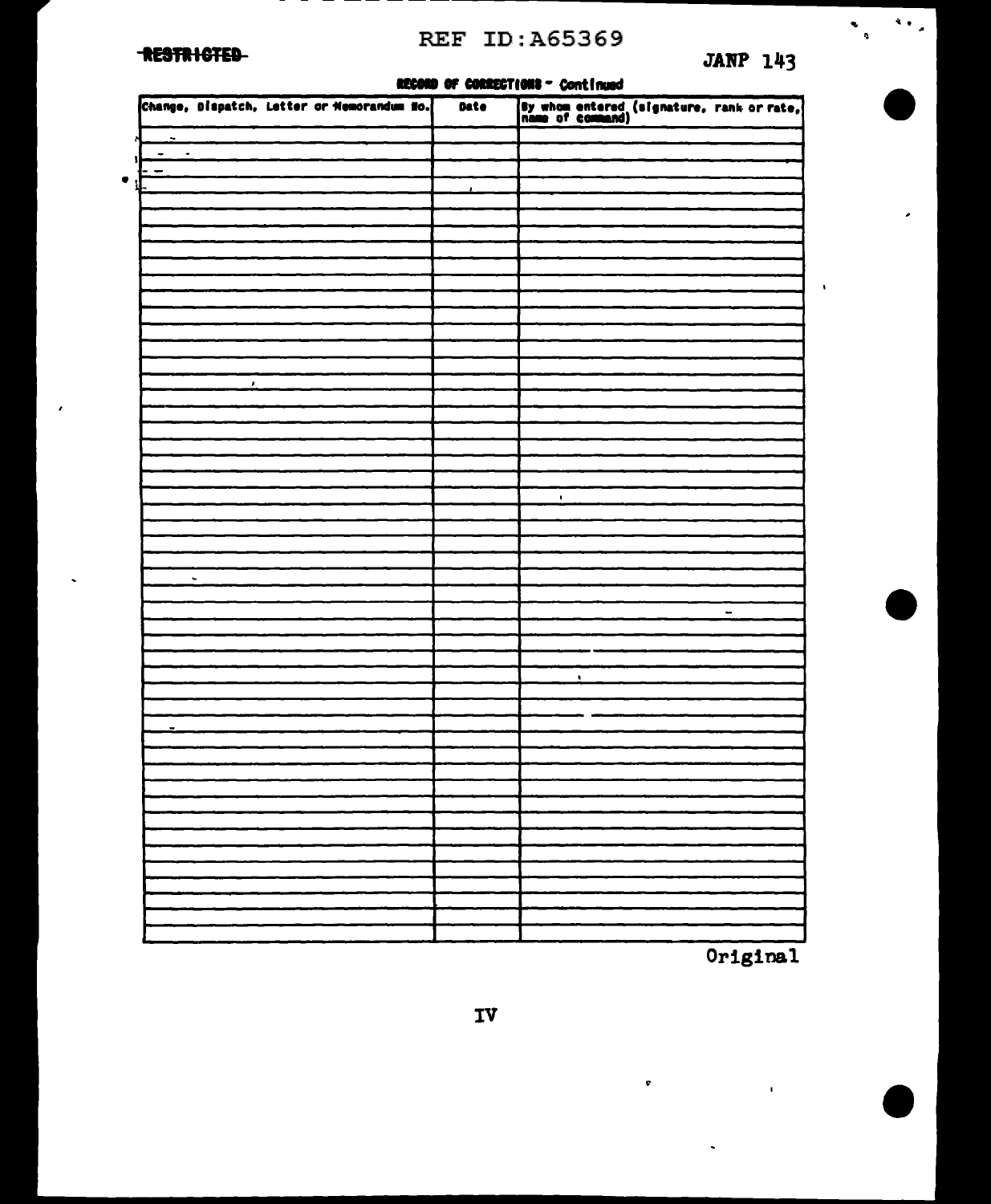RESTRICTED

REF ID:A65369

JANP 143

**RECORD OF CORRECTIONS - Continued**

| Change, Dispatch, Letter or Memorandum No. | Date | By whom entered (signature, rank or rate, name of command) |
|---|---|---|
| | | |
| | | |
| | | |
| | | |
| | | |
| | | |
| | | |
| | | |
| | | |
| | | |
| | | |
| | | |
| | | |
| | | |
| | | |
| | | |
| | | |
| | | |
| | | |
| | | |
| | | |
| | | |
| | | |
| | | |
| | | |
| | | |
| | | |
| | | |
| | | |
| | | |
| | | |
| | | |
| | | |
| | | |
| | | |
| | | |
| | | |
| | | |
| | | |
| | | |
| | | |
| | | |
| | | |
| | | |
| | | |
| | | |
| | | |

Original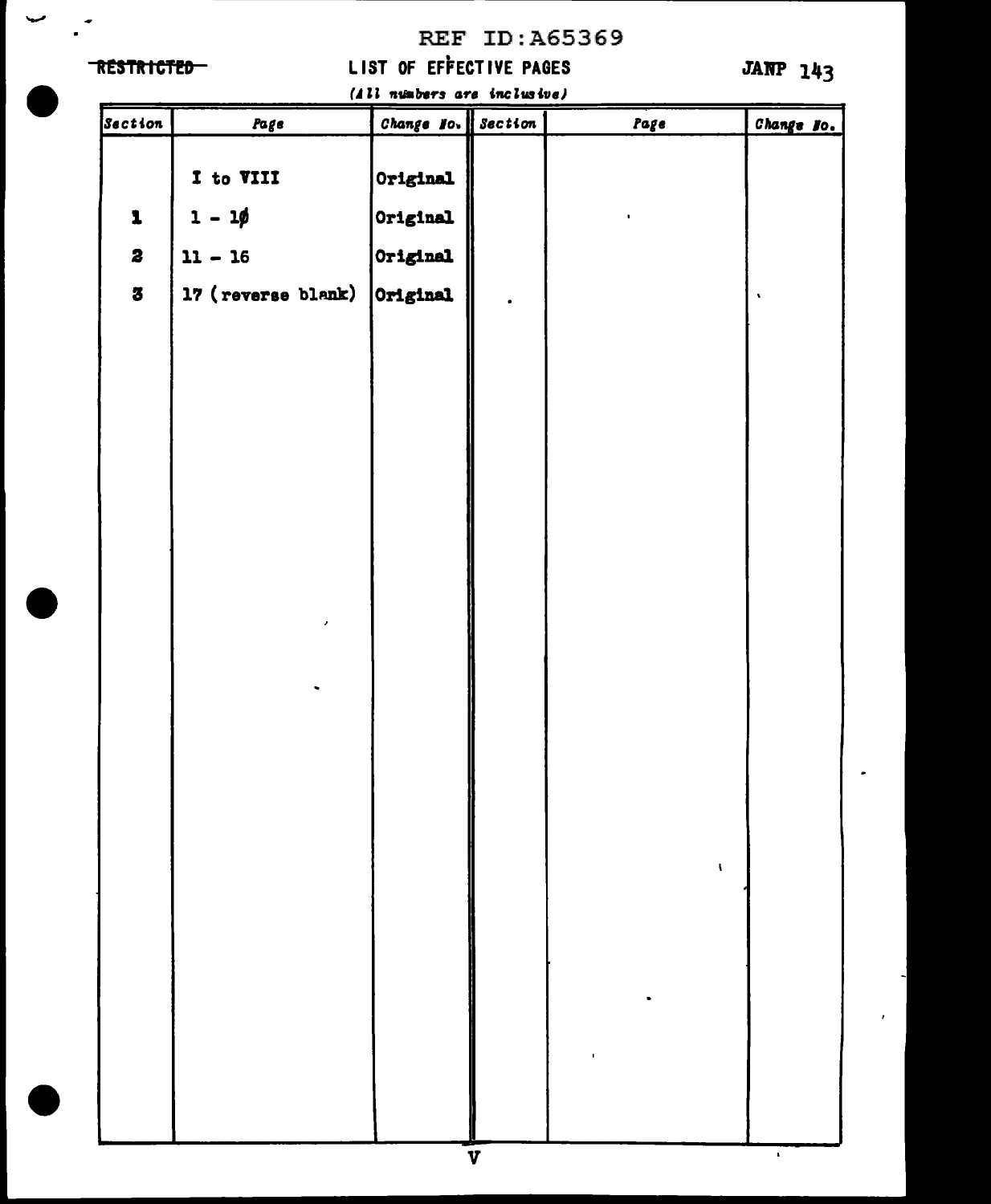RESTRICTED

# LIST OF EFFECTIVE PAGES

JANP 143

*(All numbers are inclusive)*

| Section | Page | Change No. | Section | Page | Change No. |
|---|---|---|---|---|---|
| | I to VIII | Original | | | |
| 1 | 1 - 10 | Original | | | |
| 2 | 11 - 16 | Original | | | |
| 3 | 17 (reverse blank) | Original | | | |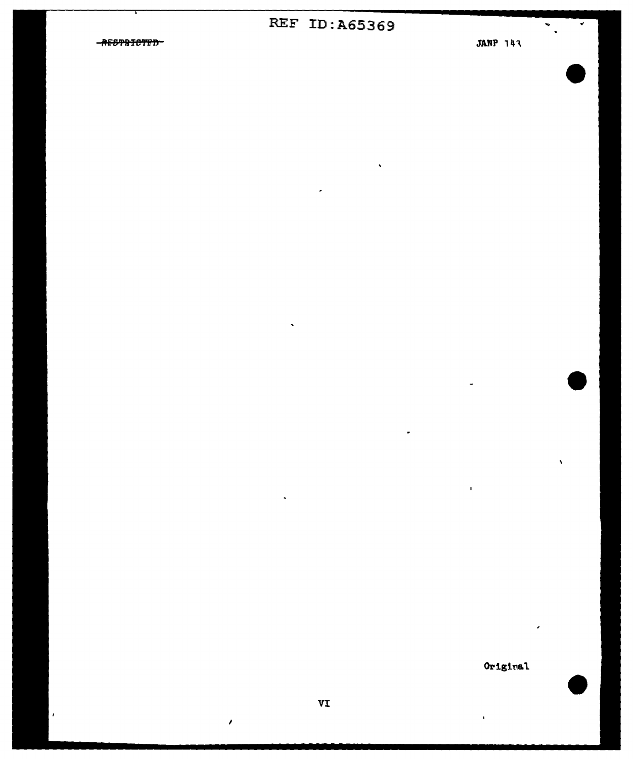Original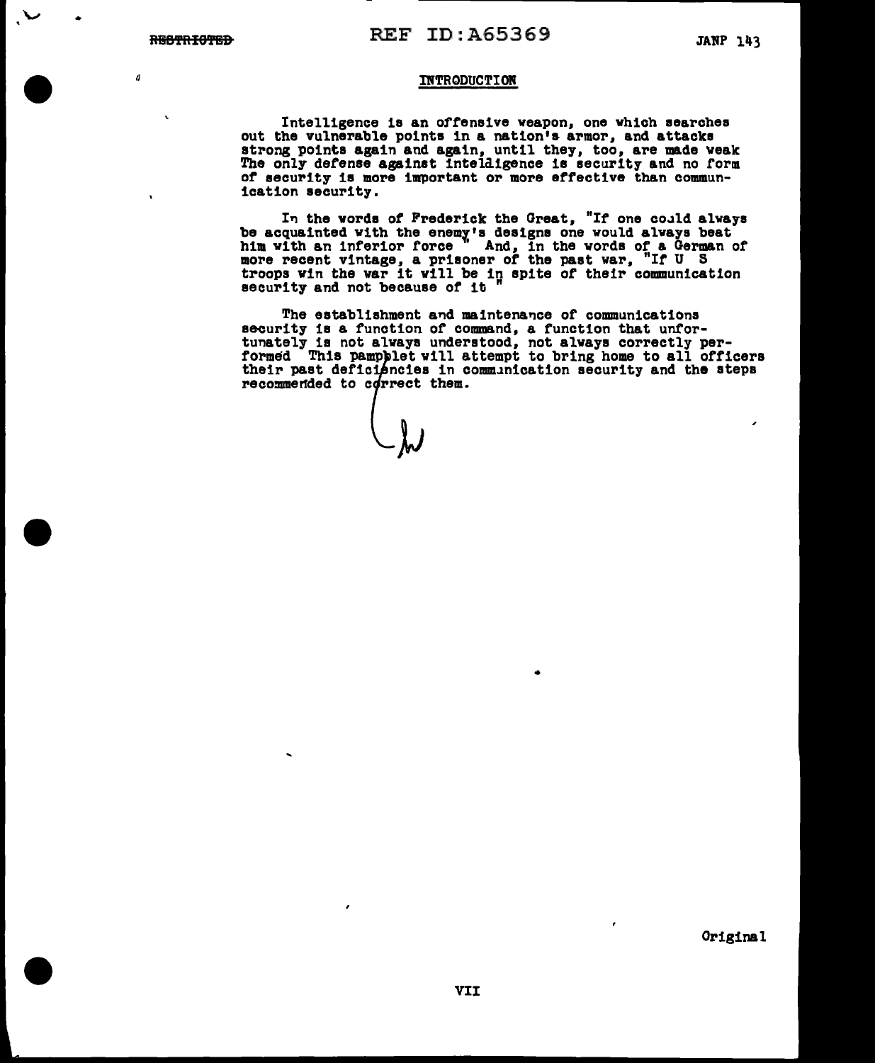## INTRODUCTION

Intelligence is an offensive weapon, one which searches out the vulnerable points in a nation's armor, and attacks strong points again and again, until they, too, are made weak The only defense against inteldigence is security and no form of security is more important or more effective than communication security.

In the words of Frederick the Great, "If one could always be acquainted with the enemy's designs one would always beat him with an inferior force " And, in the words of a German of more recent vintage, a prisoner of the past war, "If U S troops win the war it will be in spite of their communication security and not because of it "

The establishment and maintenance of communications security is a function of command, a function that unfortunately is not always understood, not always correctly performed This pamphlet will attempt to bring home to all officers their past deficiencies in communication security and the steps recommended to correct them.

Original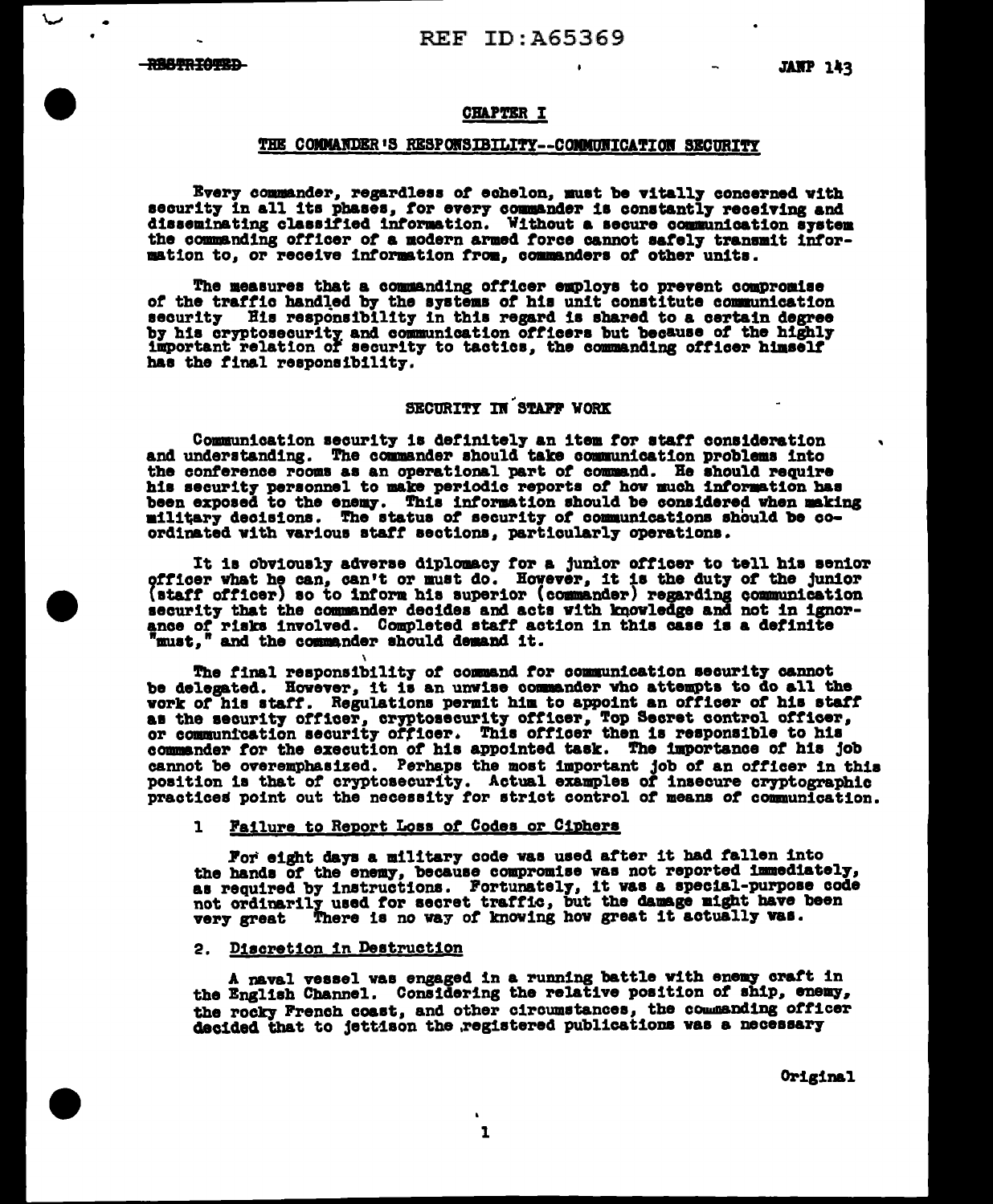## CHAPTER I

### THE COMMANDER'S RESPONSIBILITY--COMMUNICATION SECURITY

Every commander, regardless of echelon, must be vitally concerned with security in all its phases, for every commander is constantly receiving and disseminating classified information. Without a secure communication system the commanding officer of a modern armed force cannot safely transmit information to, or receive information from, commanders of other units.

The measures that a commanding officer employs to prevent compromise of the traffic handled by the systems of his unit constitute communication security His responsibility in this regard is shared to a certain degree by his cryptosecurity and communication officers but because of the highly important relation of security to tactics, the commanding officer himself has the final responsibility.

### SECURITY IN STAFF WORK

Communication security is definitely an item for staff consideration and understanding. The commander should take communication problems into the conference rooms as an operational part of command. He should require his security personnel to make periodic reports of how much information has been exposed to the enemy. This information should be considered when making military decisions. The status of security of communications should be coordinated with various staff sections, particularly operations.

It is obviously adverse diplomacy for a junior officer to tell his senior officer what he can, can't or must do. However, it is the duty of the junior (staff officer) so to inform his superior (commander) regarding communication security that the commander decides and acts with knowledge and not in ignorance of risks involved. Completed staff action in this case is a definite "must," and the commander should demand it.

The final responsibility of command for communication security cannot be delegated. However, it is an unwise commander who attempts to do all the work of his staff. Regulations permit him to appoint an officer of his staff as the security officer, cryptosecurity officer, Top Secret control officer, or communication security officer. This officer then is responsible to his commander for the execution of his appointed task. The importance of his job cannot be overemphasized. Perhaps the most important job of an officer in this position is that of cryptosecurity. Actual examples of insecure cryptographic practices point out the necessity for strict control of means of communication.

1 Failure to Report Loss of Codes or Ciphers

For eight days a military code was used after it had fallen into the hands of the enemy, because compromise was not reported immediately, as required by instructions. Fortunately, it was a special-purpose code not ordinarily used for secret traffic, but the damage might have been very great There is no way of knowing how great it actually was.

2. Discretion in Destruction

A naval vessel was engaged in a running battle with enemy craft in the English Channel. Considering the relative position of ship, enemy, the rocky French coast, and other circumstances, the commanding officer decided that to jettison the registered publications was a necessary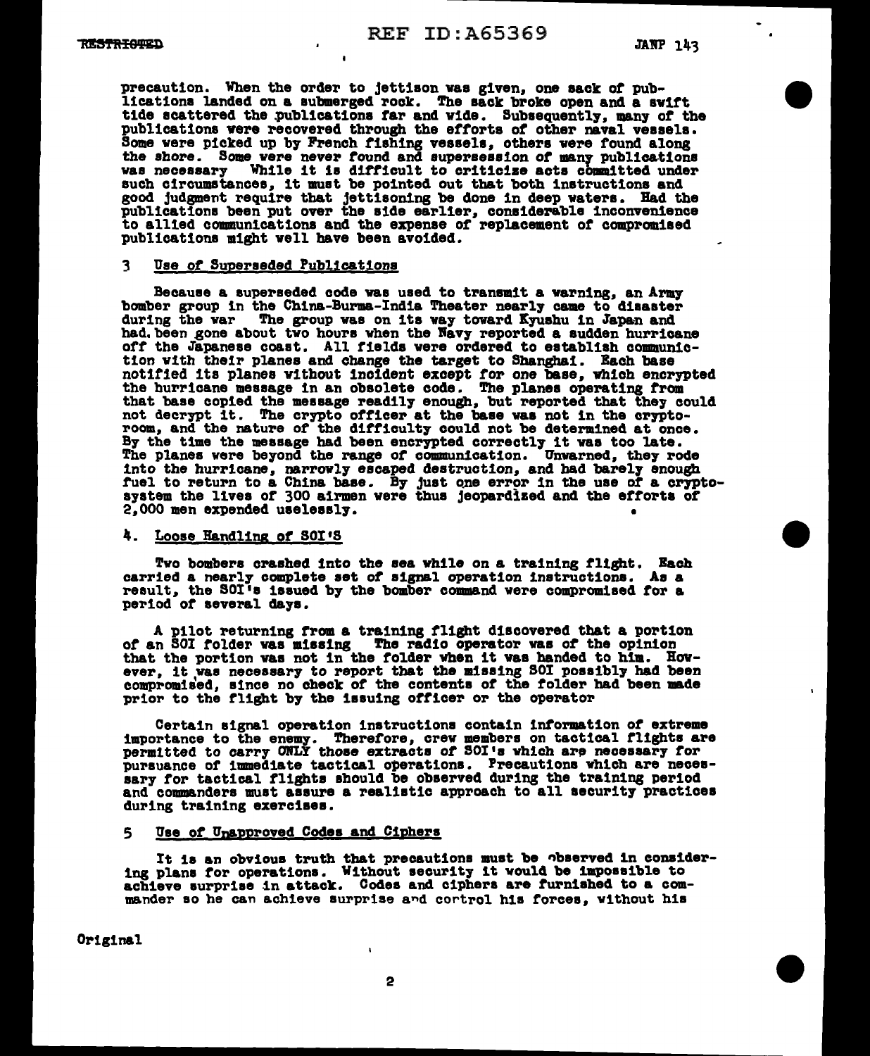precaution. When the order to jettison was given, one sack of publications landed on a submerged rock. The sack broke open and a swift tide scattered the publications far and wide. Subsequently, many of the publications were recovered through the efforts of other naval vessels. Some were picked up by French fishing vessels, others were found along the shore. Some were never found and supersession of many publications was necessary While it is difficult to criticize acts committed under such circumstances, it must be pointed out that both instructions and good judgment require that jettisoning be done in deep waters. Had the publications been put over the side earlier, considerable inconvenience to allied communications and the expense of replacement of compromised publications might well have been avoided.

## 3 Use of Superseded Publications

Because a superseded code was used to transmit a warning, an Army bomber group in the China-Burma-India Theater nearly came to disaster during the war The group was on its way toward Kyushu in Japan and had been gone about two hours when the Navy reported a sudden hurricane off the Japanese coast. All fields were ordered to establish communiction with their planes and change the target to Shanghai. Each base notified its planes without incident except for one base, which encrypted the hurricane message in an obsolete code. The planes operating from that base copied the message readily enough, but reported that they could not decrypt it. The crypto officer at the base was not in the cryptoroom, and the nature of the difficulty could not be determined at once. By the time the message had been encrypted correctly it was too late. The planes were beyond the range of communication. Unwarned, they rode into the hurricane, narrowly escaped destruction, and had barely enough fuel to return to a China base. By just one error in the use of a cryptosystem the lives of 300 airmen were thus jeopardized and the efforts of 2,000 men expended uselessly.

## 4. Loose Handling of SOI'S

Two bombers crashed into the sea while on a training flight. Each carried a nearly complete set of signal operation instructions. As a result, the SOI's issued by the bomber command were compromised for a period of several days.

A pilot returning from a training flight discovered that a portion of an SOI folder was missing The radio operator was of the opinion that the portion was not in the folder when it was handed to him. However, it was necessary to report that the missing SOI possibly had been compromised, since no check of the contents of the folder had been made prior to the flight by the issuing officer or the operator

Certain signal operation instructions contain information of extreme importance to the enemy. Therefore, crew members on tactical flights are permitted to carry ONLY those extracts of SOI's which are necessary for pursuance of immediate tactical operations. Precautions which are necessary for tactical flights should be observed during the training period and commanders must assure a realistic approach to all security practices during training exercises.

## 5 Use of Unapproved Codes and Ciphers

It is an obvious truth that precautions must be observed in considering plans for operations. Without security it would be impossible to achieve surprise in attack. Codes and ciphers are furnished to a commander so he can achieve surprise and control his forces, without his

Original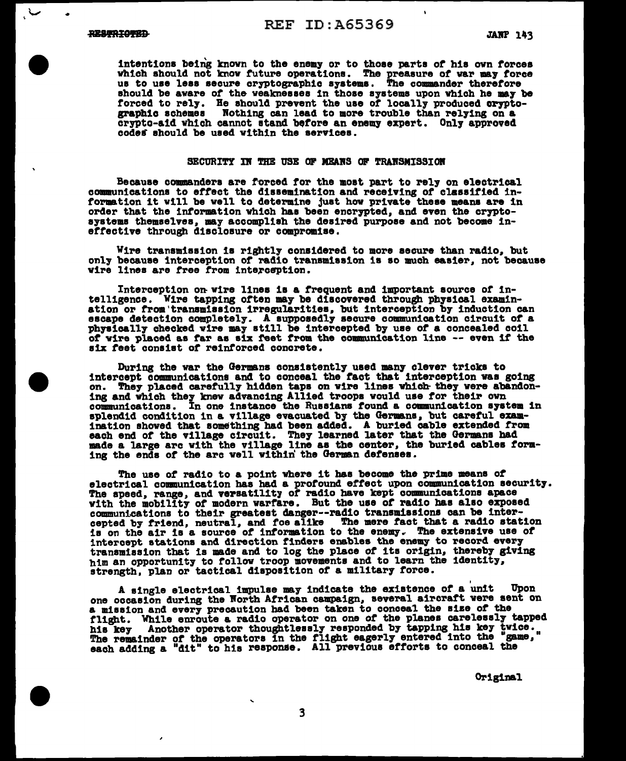intentions being known to the enemy or to those parts of his own forces which should not know future operations. The pressure of war may force us to use less secure cryptographic systems. The commander therefore should be aware of the weaknesses in those systems upon which he may be forced to rely. He should prevent the use of locally produced cryptographic schemes Nothing can lead to more trouble than relying on a crypto-aid which cannot stand before an enemy expert. Only approved codes should be used within the services.

## SECURITY IN THE USE OF MEANS OF TRANSMISSION

Because commanders are forced for the most part to rely on electrical communications to effect the dissemination and receiving of classified information it will be well to determine just how private these means are in order that the information which has been encrypted, and even the cryptosystems themselves, may accomplish the desired purpose and not become ineffective through disclosure or compromise.

Wire transmission is rightly considered to more secure than radio, but only because interception of radio transmission is so much easier, not because wire lines are free from interception.

Interception on wire lines is a frequent and important source of intelligence. Wire tapping often may be discovered through physical examination or from transmission irregularities, but interception by induction can escape detection completely. A supposedly secure communication circuit of a physically checked wire may still be intercepted by use of a concealed coil of wire placed as far as six feet from the communication line -- even if the six feet consist of reinforced concrete.

During the war the Germans consistently used many clever tricks to intercept communications and to conceal the fact that interception was going on. They placed carefully hidden taps on wire lines which they were abandoning and which they knew advancing Allied troops would use for their own communications. In one instance the Russians found a communication system in splendid condition in a village evacuated by the Germans, but careful examination showed that something had been added. A buried cable extended from each end of the village circuit. They learned later that the Germans had made a large arc with the village line as the center, the buried cables forming the ends of the arc well within the German defenses.

The use of radio to a point where it has become the prime means of electrical communication has had a profound effect upon communication security. The speed, range, and versatility of radio have kept communications apace with the mobility of modern warfare. But the use of radio has also exposed communications to their greatest danger--radio transmissions can be intercepted by friend, neutral, and foe alike The mere fact that a radio station is on the air is a source of information to the enemy. The extensive use of intercept stations and direction finders enables the enemy to record every transmission that is made and to log the place of its origin, thereby giving him an opportunity to follow troop movements and to learn the identity, strength, plan or tactical disposition of a military force.

A single electrical impulse may indicate the existence of a unit Upon one occasion during the North African campaign, several aircraft were sent on a mission and every precaution had been taken to conceal the size of the flight. While enroute a radio operator on one of the planes carelessly tapped his key Another operator thoughtlessly responded by tapping his key twice. The remainder of the operators in the flight eagerly entered into the "game," each adding a "dit" to his response. All previous efforts to conceal the

Original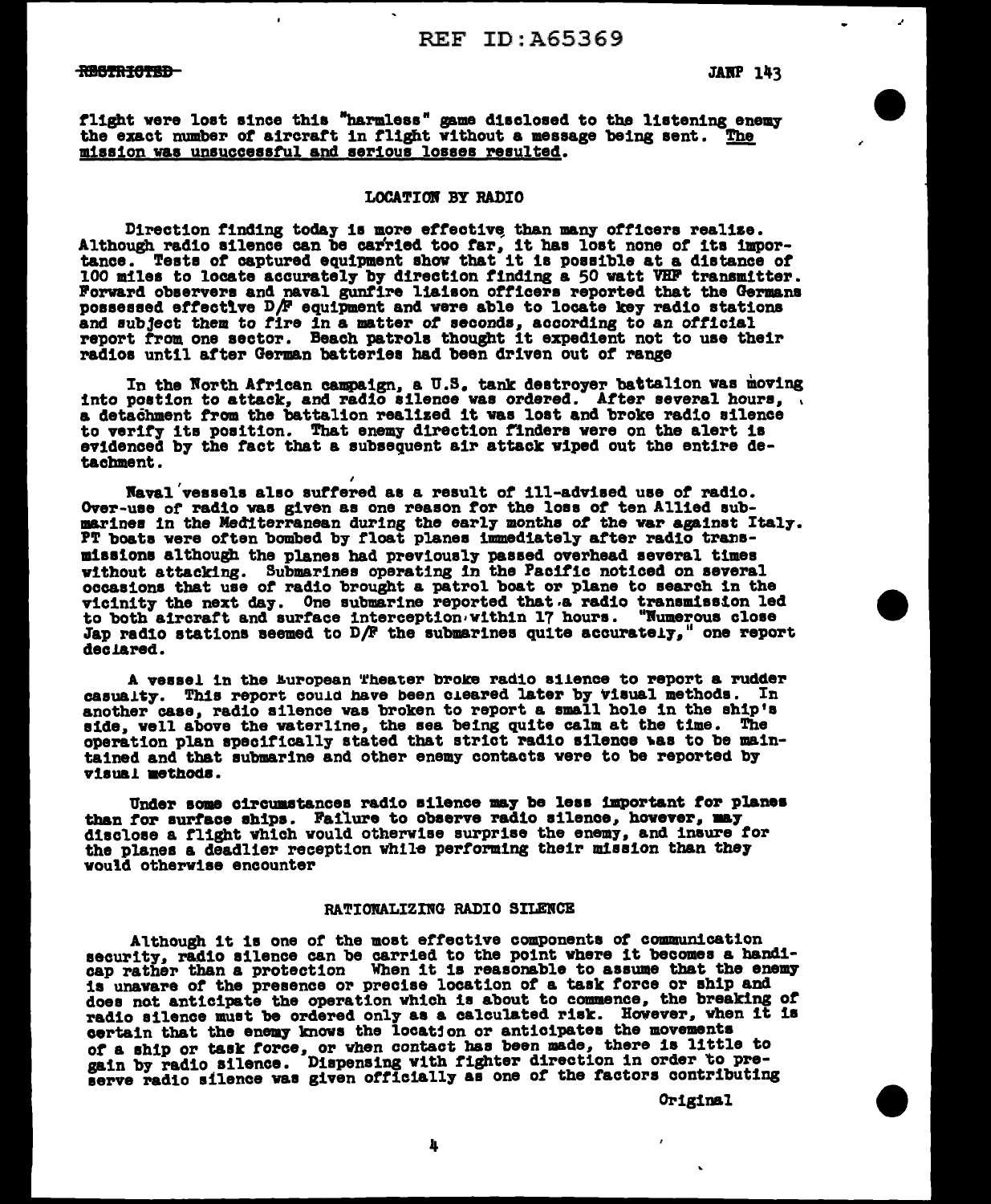flight were lost since this "harmless" game disclosed to the listening enemy the exact number of aircraft in flight without a message being sent. The mission was unsuccessful and serious losses resulted.

## LOCATION BY RADIO

Direction finding today is more effective than many officers realize. Although radio silence can be carried too far, it has lost none of its importance. Tests of captured equipment show that it is possible at a distance of 100 miles to locate accurately by direction finding a 50 watt VHF transmitter. Forward observers and naval gunfire liaison officers reported that the Germans possessed effective D/F equipment and were able to locate key radio stations and subject them to fire in a matter of seconds, according to an official report from one sector. Beach patrols thought it expedient not to use their radios until after German batteries had been driven out of range

In the North African campaign, a U.S. tank destroyer battalion was moving into postion to attack, and radio silence was ordered. After several hours, a detachment from the battalion realized it was lost and broke radio silence to verify its position. That enemy direction finders were on the alert is evidenced by the fact that a subsequent air attack wiped out the entire detachment.

Naval vessels also suffered as a result of ill-advised use of radio. Over-use of radio was given as one reason for the loss of ten Allied submarines in the Mediterranean during the early months of the war against Italy. PT boats were often bombed by float planes immediately after radio transmissions although the planes had previously passed overhead several times without attacking. Submarines operating in the Pacific noticed on several occasions that use of radio brought a patrol boat or plane to search in the vicinity the next day. One submarine reported that a radio transmission led to both aircraft and surface interception within 17 hours. "Numerous close Jap radio stations seemed to D/F the submarines quite accurately," one report declared.

A vessel in the European Theater broke radio silence to report a rudder casualty. This report could have been cleared later by visual methods. In another case, radio silence was broken to report a small hole in the ship's side, well above the waterline, the sea being quite calm at the time. The operation plan specifically stated that strict radio silence was to be maintained and that submarine and other enemy contacts were to be reported by visual methods.

Under some circumstances radio silence may be less important for planes than for surface ships. Failure to observe radio silence, however, may disclose a flight which would otherwise surprise the enemy, and insure for the planes a deadlier reception while performing their mission than they would otherwise encounter

## RATIONALIZING RADIO SILENCE

Although it is one of the most effective components of communication security, radio silence can be carried to the point where it becomes a handicap rather than a protection When it is reasonable to assume that the enemy is unaware of the presence or precise location of a task force or ship and does not anticipate the operation which is about to commence, the breaking of radio silence must be ordered only as a calculated risk. However, when it is certain that the enemy knows the location or anticipates the movements of a ship or task force, or when contact has been made, there is little to gain by radio silence. Dispensing with fighter direction in order to preserve radio silence was given officially as one of the factors contributing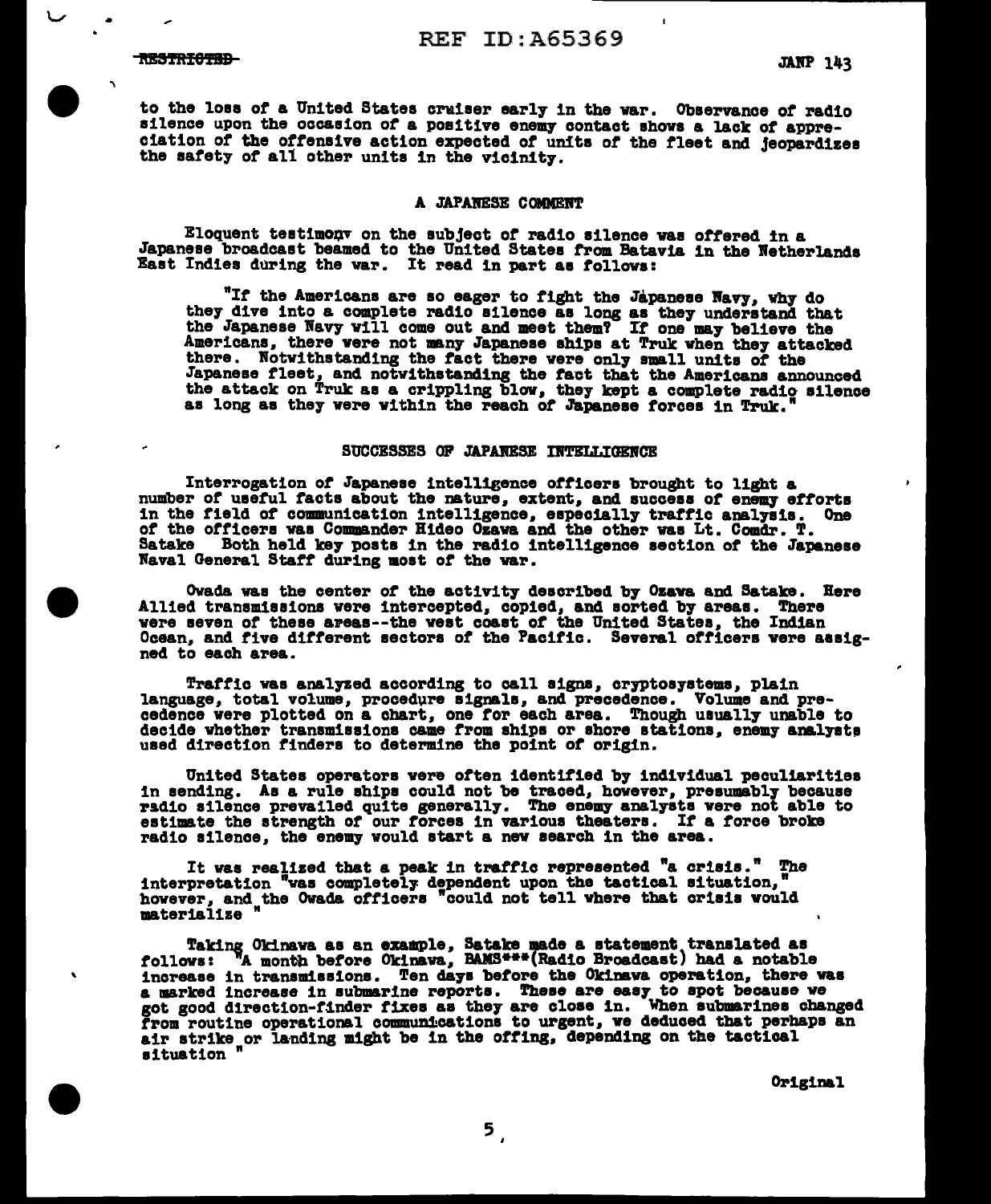to the loss of a United States cruiser early in the war. Observance of radio silence upon the occasion of a positive enemy contact shows a lack of appreciation of the offensive action expected of units of the fleet and jeopardizes the safety of all other units in the vicinity.

### A JAPANESE COMMENT

Eloquent testimony on the subject of radio silence was offered in a Japanese broadcast beamed to the United States from Batavia in the Netherlands East Indies during the war. It read in part as follows:

> "If the Americans are so eager to fight the Japanese Navy, why do they dive into a complete radio silence as long as they understand that the Japanese Navy will come out and meet them? If one may believe the Americans, there were not many Japanese ships at Truk when they attacked there. Notwithstanding the fact there were only small units of the Japanese fleet, and notwithstanding the fact that the Americans announced the attack on Truk as a crippling blow, they kept a complete radio silence as long as they were within the reach of Japanese forces in Truk."

### SUCCESSES OF JAPANESE INTELLIGENCE

Interrogation of Japanese intelligence officers brought to light a number of useful facts about the nature, extent, and success of enemy efforts in the field of communication intelligence, especially traffic analysis. One of the officers was Commander Hideo Ozawa and the other was Lt. Comdr. T. Satake Both held key posts in the radio intelligence section of the Japanese Naval General Staff during most of the war.

Owada was the center of the activity described by Ozawa and Satake. Here Allied transmissions were intercepted, copied, and sorted by areas. There were seven of these areas--the west coast of the United States, the Indian Ocean, and five different sectors of the Pacific. Several officers were assigned to each area.

Traffic was analyzed according to call signs, cryptosystems, plain language, total volume, procedure signals, and precedence. Volume and precedence were plotted on a chart, one for each area. Though usually unable to decide whether transmissions came from ships or shore stations, enemy analysts used direction finders to determine the point of origin.

United States operators were often identified by individual peculiarities in sending. As a rule ships could not be traced, however, presumably because radio silence prevailed quite generally. The enemy analysts were not able to estimate the strength of our forces in various theaters. If a force broke radio silence, the enemy would start a new search in the area.

It was realized that a peak in traffic represented "a crisis." The interpretation "was completely dependent upon the tactical situation," however, and the Owada officers "could not tell where that crisis would materialize "

Taking Okinawa as an example, Satake made a statement translated as follows: "A month before Okinawa, BAMS***(Radio Broadcast) had a notable increase in transmissions. Ten days before the Okinawa operation, there was a marked increase in submarine reports. These are easy to spot because we got good direction-finder fixes as they are close in. When submarines changed from routine operational communications to urgent, we deduced that perhaps an air strike or landing might be in the offing, depending on the tactical situation "

Original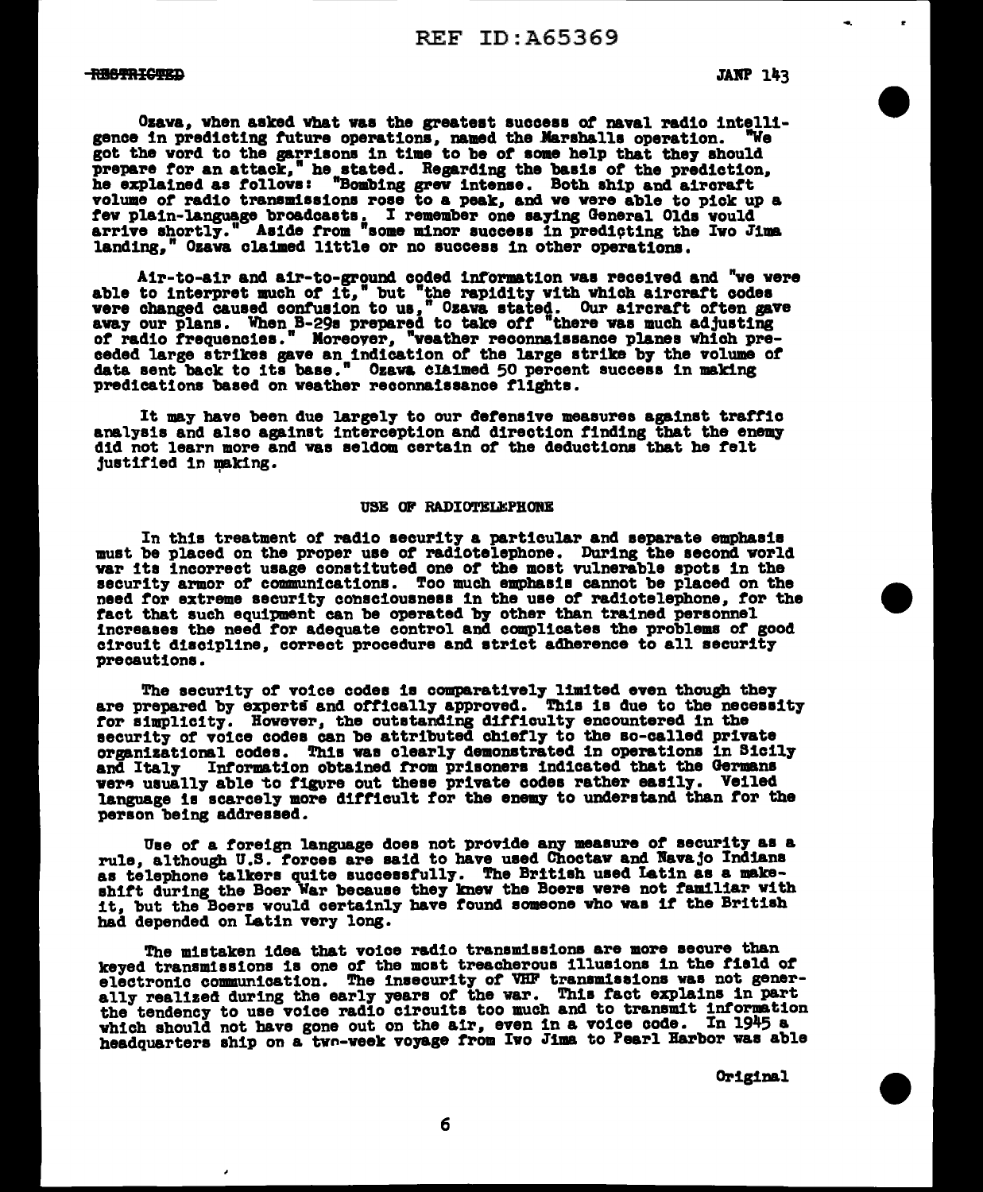Ozawa, when asked what was the greatest success of naval radio intelligence in predicting future operations, named the Marshalls operation. "We got the word to the garrisons in time to be of some help that they should prepare for an attack," he stated. Regarding the basis of the prediction, he explained as follows: "Bombing grew intense. Both ship and aircraft volume of radio transmissions rose to a peak, and we were able to pick up a few plain-language broadcasts. I remember one saying General Olds would arrive shortly." Aside from "some minor success in predicting the Iwo Jima landing," Ozawa claimed little or no success in other operations.

Air-to-air and air-to-ground coded information was received and "we were able to interpret much of it," but "the rapidity with which aircraft codes were changed caused confusion to us," Ozawa stated. Our aircraft often gave away our plans. When B-29s prepared to take off "there was much adjusting of radio frequencies." Moreover, "weather reconnaissance planes which preceded large strikes gave an indication of the large strike by the volume of data sent back to its base." Ozawa claimed 50 percent success in making predications based on weather reconnaissance flights.

It may have been due largely to our defensive measures against traffic analysis and also against interception and direction finding that the enemy did not learn more and was seldom certain of the deductions that he felt justified in making.

## USE OF RADIOTELEPHONE

In this treatment of radio security a particular and separate emphasis must be placed on the proper use of radiotelephone. During the second world war its incorrect usage constituted one of the most vulnerable spots in the security armor of communications. Too much emphasis cannot be placed on the need for extreme security consciousness in the use of radiotelephone, for the fact that such equipment can be operated by other than trained personnel increases the need for adequate control and complicates the problems of good circuit discipline, correct procedure and strict adherence to all security precautions.

The security of voice codes is comparatively limited even though they are prepared by experts and offically approved. This is due to the necessity for simplicity. However, the outstanding difficulty encountered in the security of voice codes can be attributed chiefly to the so-called private organizational codes. This was clearly demonstrated in operations in Sicily and Italy Information obtained from prisoners indicated that the Germans were usually able to figure out these private codes rather easily. Veiled language is scarcely more difficult for the enemy to understand than for the person being addressed.

Use of a foreign language does not provide any measure of security as a rule, although U.S. forces are said to have used Choctaw and Navajo Indians as telephone talkers quite successfully. The British used Latin as a makeshift during the Boer War because they knew the Boers were not familiar with it, but the Boers would certainly have found someone who was if the British had depended on Latin very long.

The mistaken idea that voice radio transmissions are more secure than keyed transmissions is one of the most treacherous illusions in the field of electronic communication. The insecurity of VHF transmissions was not generally realized during the early years of the war. This fact explains in part the tendency to use voice radio circuits too much and to transmit information which should not have gone out on the air, even in a voice code. In 1945 a headquarters ship on a two-week voyage from Iwo Jima to Pearl Harbor was able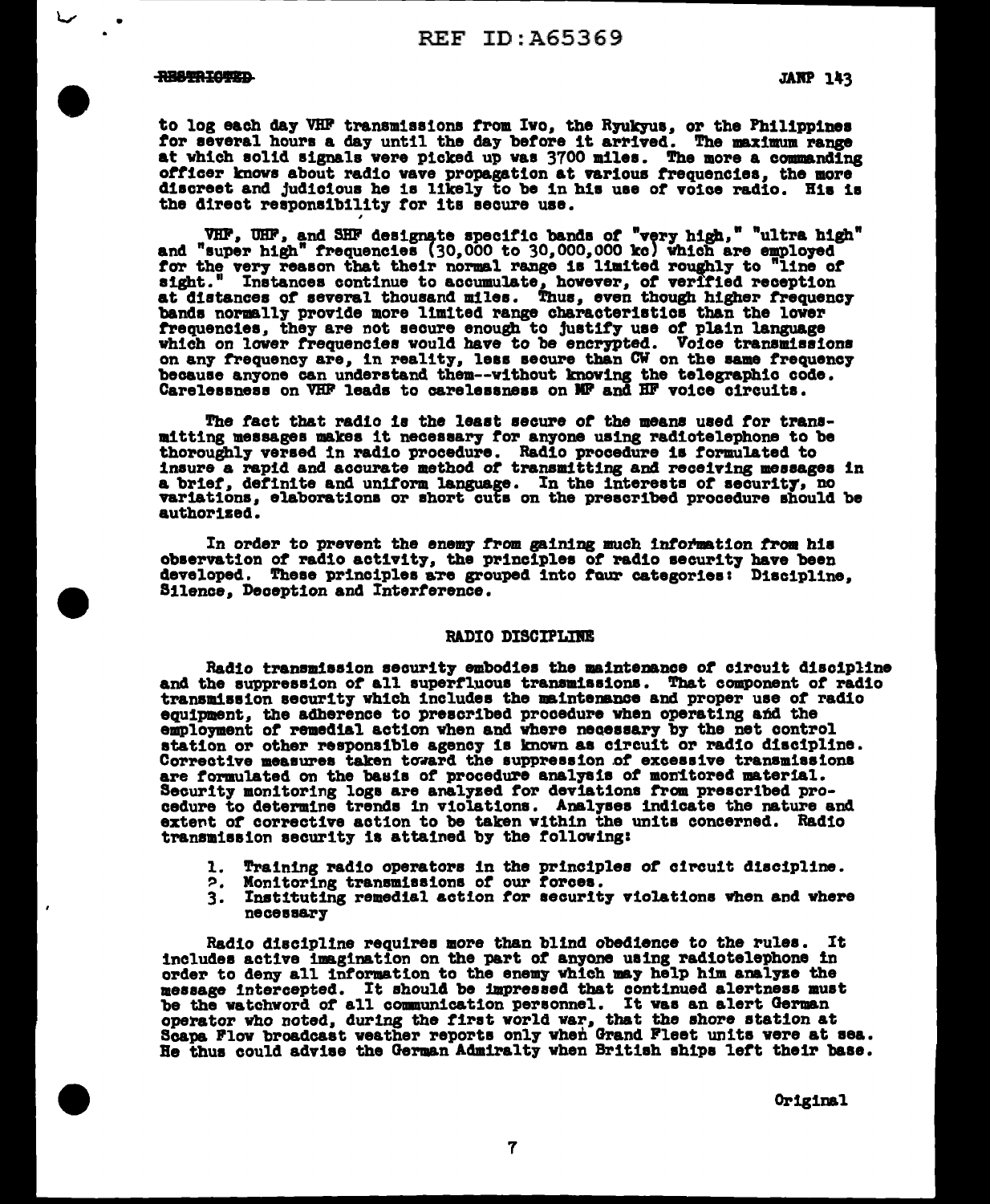to log each day VHF transmissions from Iwo, the Ryukyus, or the Philippines for several hours a day until the day before it arrived. The maximum range at which solid signals were picked up was 3700 miles. The more a commanding officer knows about radio wave propagation at various frequencies, the more discreet and judicious he is likely to be in his use of voice radio. His is the direct responsibility for its secure use.

VHF, UHF, and SHF designate specific bands of "very high," "ultra high" and "super high" frequencies (30,000 to 30,000,000 kc) which are employed for the very reason that their normal range is limited roughly to "line of sight." Instances continue to accumulate, however, of verified reception at distances of several thousand miles. Thus, even though higher frequency bands normally provide more limited range characteristics than the lower frequencies, they are not secure enough to justify use of plain language which on lower frequencies would have to be encrypted. Voice transmissions on any frequency are, in reality, less secure than CW on the same frequency because anyone can understand them--without knowing the telegraphic code. Carelessness on VHF leads to carelessness on MF and HF voice circuits.

The fact that radio is the least secure of the means used for transmitting messages makes it necessary for anyone using radiotelephone to be thoroughly versed in radio procedure. Radio procedure is formulated to insure a rapid and accurate method of transmitting and receiving messages in a brief, definite and uniform language. In the interests of security, no variations, elaborations or short cuts on the prescribed procedure should be authorized.

In order to prevent the enemy from gaining much information from his observation of radio activity, the principles of radio security have been developed. These principles are grouped into four categories: Discipline, Silence, Deception and Interference.

## RADIO DISCIPLINE

Radio transmission security embodies the maintenance of circuit discipline and the suppression of all superfluous transmissions. That component of radio transmission security which includes the maintenance and proper use of radio equipment, the adherence to prescribed procedure when operating and the employment of remedial action when and where necessary by the net control station or other responsible agency is known as circuit or radio discipline. Corrective measures taken toward the suppression of excessive transmissions are formulated on the basis of procedure analysis of monitored material. Security monitoring logs are analyzed for deviations from prescribed procedure to determine trends in violations. Analyses indicate the nature and extent of corrective action to be taken within the units concerned. Radio transmission security is attained by the following:

1. Training radio operators in the principles of circuit discipline.
2. Monitoring transmissions of our forces.
3. Instituting remedial action for security violations when and where necessary

Radio discipline requires more than blind obedience to the rules. It includes active imagination on the part of anyone using radiotelephone in order to deny all information to the enemy which may help him analyze the message intercepted. It should be impressed that continued alertness must be the watchword of all communication personnel. It was an alert German operator who noted, during the first world war, that the shore station at Scapa Flow broadcast weather reports only when Grand Fleet units were at sea. He thus could advise the German Admiralty when British ships left their base.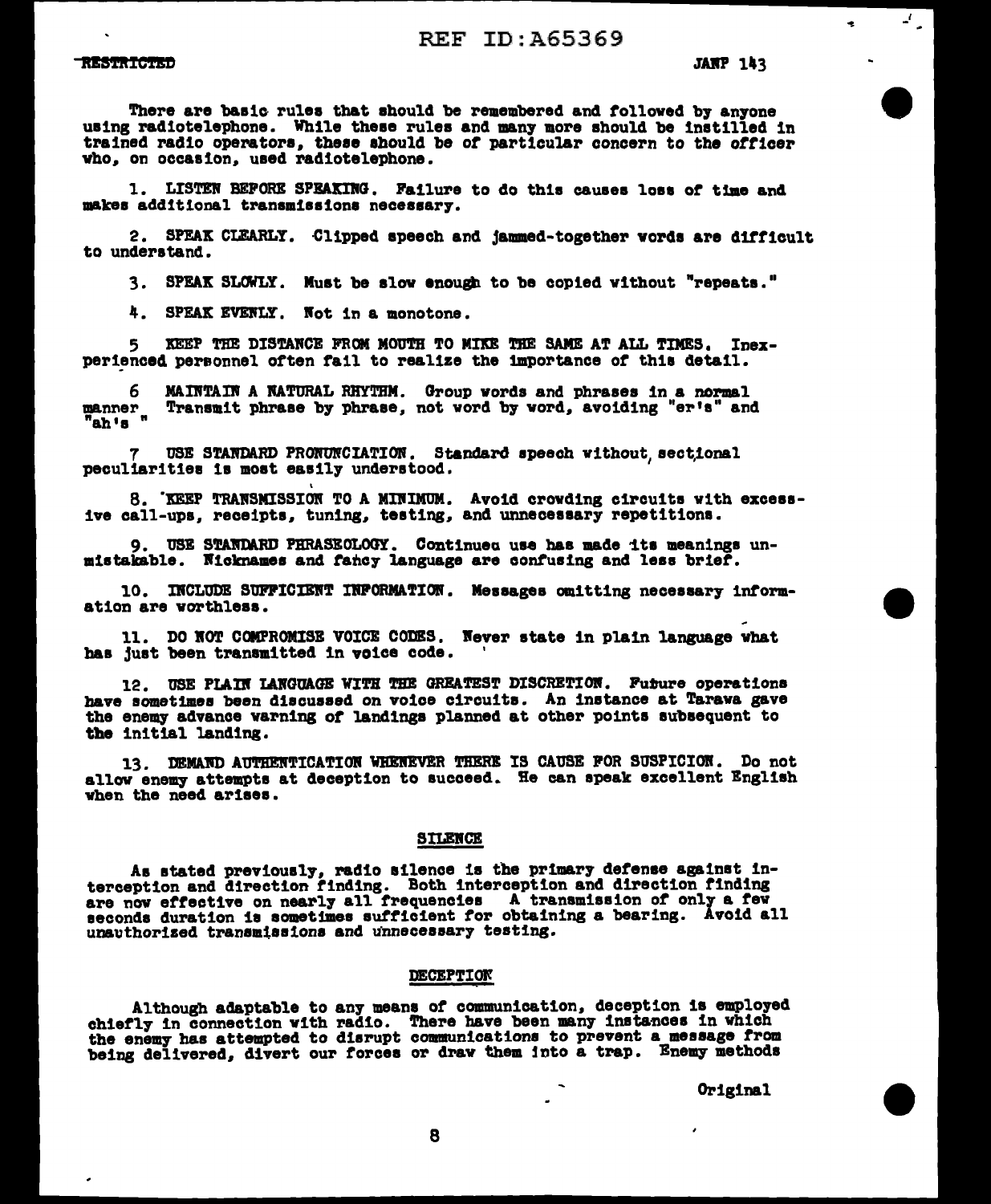There are basic rules that should be remembered and followed by anyone using radiotelephone. While these rules and many more should be instilled in trained radio operators, these should be of particular concern to the officer who, on occasion, used radiotelephone.

1. LISTEN BEFORE SPEAKING. Failure to do this causes loss of time and makes additional transmissions necessary.

2. SPEAK CLEARLY. Clipped speech and jammed-together words are difficult to understand.

3. SPEAK SLOWLY. Must be slow enough to be copied without "repeats."

4. SPEAK EVENLY. Not in a monotone.

5 KEEP THE DISTANCE FROM MOUTH TO MIKE THE SAME AT ALL TIMES. Inexperienced personnel often fail to realize the importance of this detail.

6 MAINTAIN A NATURAL RHYTHM. Group words and phrases in a normal manner Transmit phrase by phrase, not word by word, avoiding "er's" and "ah's "

7 USE STANDARD PRONUNCIATION. Standard speech without sectional peculiarities is most easily understood.

8. KEEP TRANSMISSION TO A MINIMUM. Avoid crowding circuits with excessive call-ups, receipts, tuning, testing, and unnecessary repetitions.

9. USE STANDARD PHRASEOLOGY. Continued use has made its meanings unmistakable. Nicknames and fancy language are confusing and less brief.

10. INCLUDE SUFFICIENT INFORMATION. Messages omitting necessary information are worthless.

11. DO NOT COMPROMISE VOICE CODES. Never state in plain language what has just been transmitted in voice code.

12. USE PLAIN LANGUAGE WITH THE GREATEST DISCRETION. Future operations have sometimes been discussed on voice circuits. An instance at Tarawa gave the enemy advance warning of landings planned at other points subsequent to the initial landing.

13. DEMAND AUTHENTICATION WHENEVER THERE IS CAUSE FOR SUSPICION. Do not allow enemy attempts at deception to succeed. He can speak excellent English when the need arises.

## SILENCE

As stated previously, radio silence is the primary defense against interception and direction finding. Both interception and direction finding are now effective on nearly all frequencies A transmission of only a few seconds duration is sometimes sufficient for obtaining a bearing. Avoid all unauthorized transmissions and unnecessary testing.

## DECEPTION

Although adaptable to any means of communication, deception is employed chiefly in connection with radio. There have been many instances in which the enemy has attempted to disrupt communications to prevent a message from being delivered, divert our forces or draw them into a trap. Enemy methods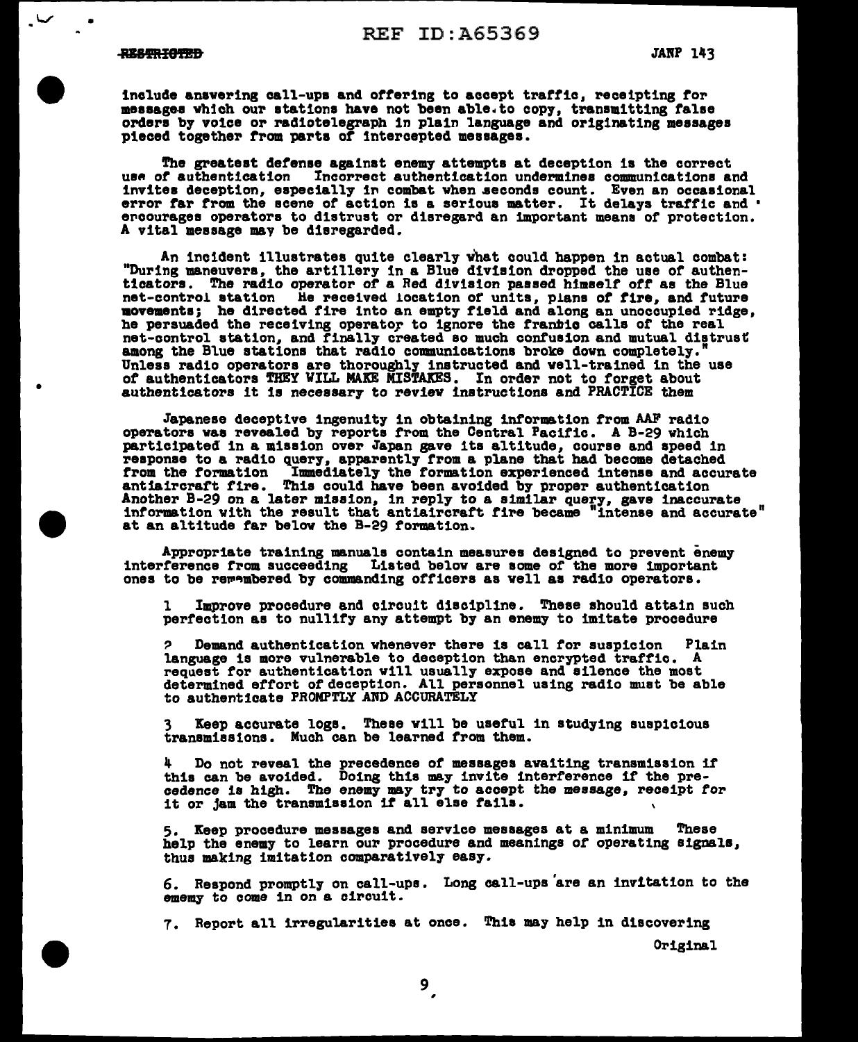include answering call-ups and offering to accept traffic, receipting for messages which our stations have not been able to copy, transmitting false orders by voice or radiotelegraph in plain language and originating messages pieced together from parts of intercepted messages.

The greatest defense against enemy attempts at deception is the correct use of authentication Incorrect authentication undermines communications and invites deception, especially in combat when seconds count. Even an occasional error far from the scene of action is a serious matter. It delays traffic and encourages operators to distrust or disregard an important means of protection. A vital message may be disregarded.

An incident illustrates quite clearly what could happen in actual combat: "During maneuvers, the artillery in a Blue division dropped the use of authenticators. The radio operator of a Red division passed himself off as the Blue net-control station He received location of units, plans of fire, and future movements; he directed fire into an empty field and along an unoccupied ridge, he persuaded the receiving operator to ignore the frantic calls of the real net-control station, and finally created so much confusion and mutual distrust among the Blue stations that radio communications broke down completely." Unless radio operators are thoroughly instructed and well-trained in the use of authenticators THEY WILL MAKE MISTAKES. In order not to forget about authenticators it is necessary to review instructions and PRACTICE them

Japanese deceptive ingenuity in obtaining information from AAF radio operators was revealed by reports from the Central Pacific. A B-29 which participated in a mission over Japan gave its altitude, course and speed in response to a radio query, apparently from a plane that had become detached from the formation Immediately the formation experienced intense and accurate antiaircraft fire. This could have been avoided by proper authentication Another B-29 on a later mission, in reply to a similar query, gave inaccurate information with the result that antiaircraft fire became "intense and accurate" at an altitude far below the B-29 formation.

Appropriate training manuals contain measures designed to prevent enemy interference from succeeding Listed below are some of the more important ones to be remembered by commanding officers as well as radio operators.

1 Improve procedure and circuit discipline. These should attain such perfection as to nullify any attempt by an enemy to imitate procedure

2 Demand authentication whenever there is call for suspicion Plain language is more vulnerable to deception than encrypted traffic. A request for authentication will usually expose and silence the most determined effort of deception. All personnel using radio must be able to authenticate PROMPTLY AND ACCURATELY

3 Keep accurate logs. These will be useful in studying suspicious transmissions. Much can be learned from them.

4 Do not reveal the precedence of messages awaiting transmission if this can be avoided. Doing this may invite interference if the precedence is high. The enemy may try to accept the message, receipt for it or jam the transmission if all else fails.

5. Keep procedure messages and service messages at a minimum These help the enemy to learn our procedure and meanings of operating signals, thus making imitation comparatively easy.

6. Respond promptly on call-ups. Long call-ups are an invitation to the enemy to come in on a circuit.

7. Report all irregularities at once. This may help in discovering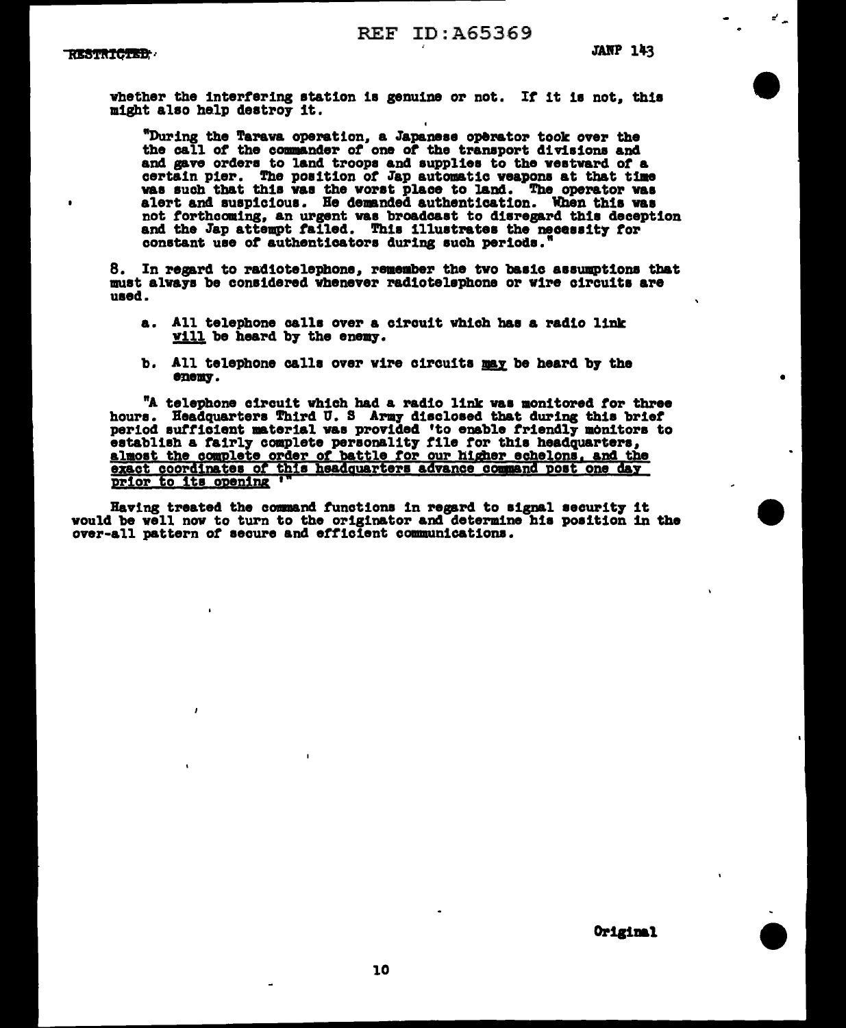whether the interfering station is genuine or not. If it is not, this might also help destroy it.

"During the Tarawa operation, a Japanese operator took over the the call of the commander of one of the transport divisions and and gave orders to land troops and supplies to the westward of a certain pier. The position of Jap automatic weapons at that time was such that this was the worst place to land. The operator was alert and suspicious. He demanded authentication. When this was not forthcoming, an urgent was broadcast to disregard this deception and the Jap attempt failed. This illustrates the necessity for constant use of authenticators during such periods."

8. In regard to radiotelephone, remember the two basic assumptions that must always be considered whenever radiotelephone or wire circuits are used.

a. All telephone calls over a circuit which has a radio link will be heard by the enemy.

b. All telephone calls over wire circuits may be heard by the enemy.

"A telephone circuit which had a radio link was monitored for three hours. Headquarters Third U. S Army disclosed that during this brief period sufficient material was provided 'to enable friendly monitors to establish a fairly complete personality file for this headquarters, almost the complete order of battle for our higher echelons, and the exact coordinates of this headquarters advance command post one day prior to its opening '"

Having treated the command functions in regard to signal security it would be well now to turn to the originator and determine his position in the over-all pattern of secure and efficient communications.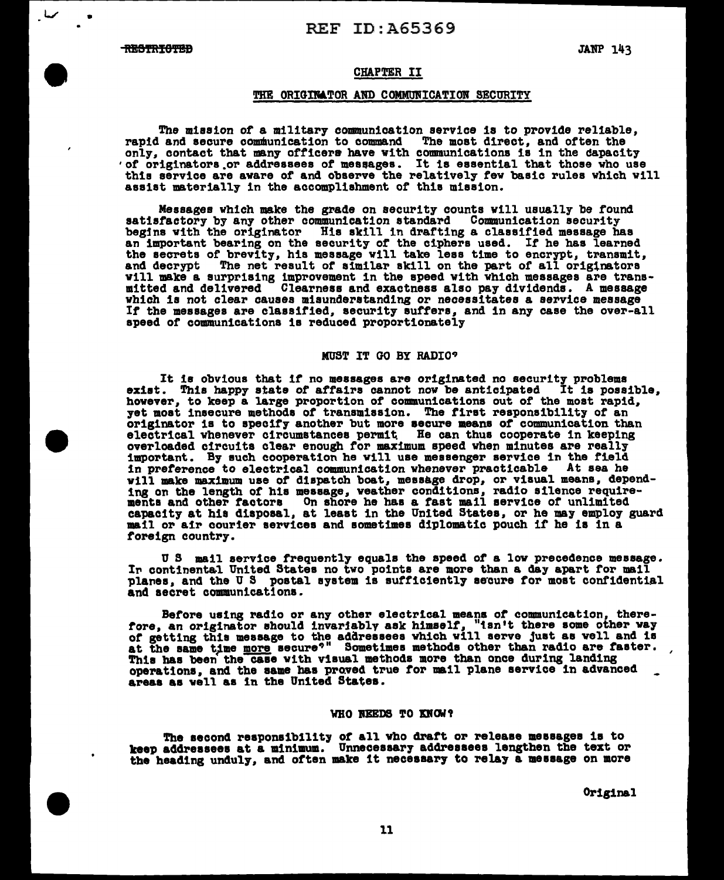## CHAPTER II

### THE ORIGINATOR AND COMMUNICATION SECURITY

The mission of a military communication service is to provide reliable, rapid and secure communication to command The most direct, and often the only, contact that many officers have with communications is in the capacity of originators or addressees of messages. It is essential that those who use this service are aware of and observe the relatively few basic rules which will assist materially in the accomplishment of this mission.

Messages which make the grade on security counts will usually be found satisfactory by any other communication standard Communication security begins with the originator His skill in drafting a classified message has an important bearing on the security of the ciphers used. If he has learned the secrets of brevity, his message will take less time to encrypt, transmit, and decrypt The net result of similar skill on the part of all originators will make a surprising improvement in the speed with which messages are transmitted and delivered Clearness and exactness also pay dividends. A message which is not clear causes misunderstanding or necessitates a service message If the messages are classified, security suffers, and in any case the over-all speed of communications is reduced proportionately

### MUST IT GO BY RADIO?

It is obvious that if no messages are originated no security problems exist. This happy state of affairs cannot now be anticipated It is possible, however, to keep a large proportion of communications out of the most rapid, yet most insecure methods of transmission. The first responsibility of an originator is to specify another but more secure means of communication than electrical whenever circumstances permit He can thus cooperate in keeping overloaded circuits clear enough for maximum speed when minutes are really important. By such cooperation he will use messenger service in the field in preference to electrical communication whenever practicable At sea he will make maximum use of dispatch boat, message drop, or visual means, depending on the length of his message, weather conditions, radio silence requirements and other factors On shore he has a fast mail service of unlimited capacity at his disposal, at least in the United States, or he may employ guard mail or air courier services and sometimes diplomatic pouch if he is in a foreign country.

U S mail service frequently equals the speed of a low precedence message. In continental United States no two points are more than a day apart for mail planes, and the U S postal system is sufficiently secure for most confidential and secret communications.

Before using radio or any other electrical means of communication, therefore, an originator should invariably ask himself, "isn't there some other way of getting this message to the addressees which will serve just as well and is at the same time <u>more</u> secure?" Sometimes methods other than radio are faster. This has been the case with visual methods more than once during landing operations, and the same has proved true for mail plane service in advanced areas as well as in the United States.

### WHO NEEDS TO KNOW?

The second responsibility of all who draft or release messages is to keep addressees at a minimum. Unnecessary addressees lengthen the text or the heading unduly, and often make it necessary to relay a message on more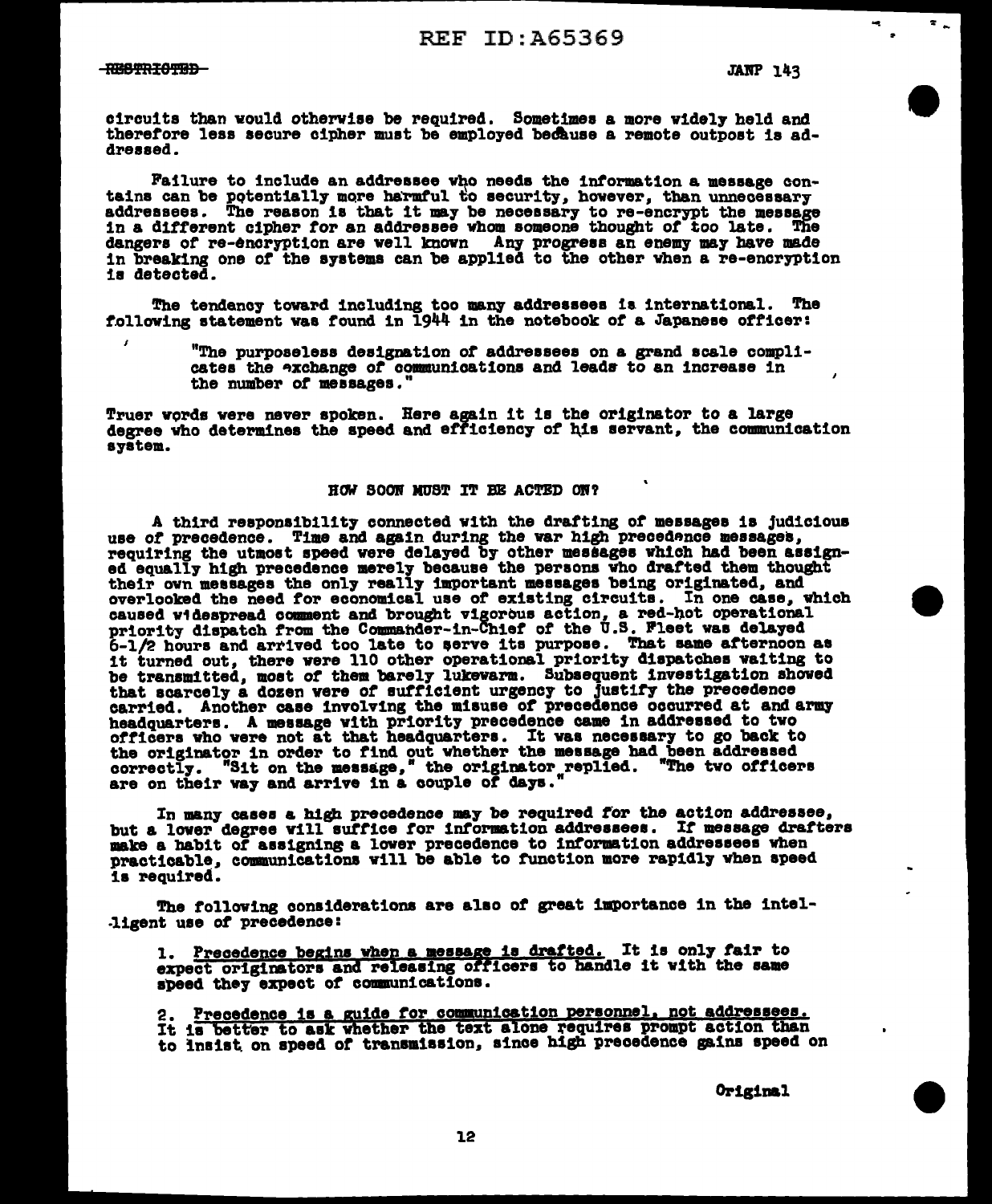circuits than would otherwise be required. Sometimes a more widely held and therefore less secure cipher must be employed because a remote outpost is addressed.

Failure to include an addressee who needs the information a message contains can be potentially more harmful to security, however, than unnecessary addressees. The reason is that it may be necessary to re-encrypt the message in a different cipher for an addressee whom someone thought of too late. The dangers of re-encryption are well known Any progress an enemy may have made in breaking one of the systems can be applied to the other when a re-encryption is detected.

The tendency toward including too many addressees is international. The following statement was found in 1944 in the notebook of a Japanese officer:

> "The purposeless designation of addressees on a grand scale complicates the exchange of communications and leads to an increase in the number of messages."

Truer words were never spoken. Here again it is the originator to a large degree who determines the speed and efficiency of his servant, the communication system.

## HOW SOON MUST IT BE ACTED ON?

A third responsibility connected with the drafting of messages is judicious use of precedence. Time and again during the war high precedence messages, requiring the utmost speed were delayed by other messages which had been assigned equally high precedence merely because the persons who drafted them thought their own messages the only really important messages being originated, and overlooked the need for economical use of existing circuits. In one case, which caused widespread comment and brought vigorous action, a red-hot operational priority dispatch from the Commander-in-Chief of the U.S. Fleet was delayed 6-1/2 hours and arrived too late to serve its purpose. That same afternoon as it turned out, there were 110 other operational priority dispatches waiting to be transmitted, most of them barely lukewarm. Subsequent investigation showed that scarcely a dozen were of sufficient urgency to justify the precedence carried. Another case involving the misuse of precedence occurred at and army headquarters. A message with priority precedence came in addressed to two officers who were not at that headquarters. It was necessary to go back to the originator in order to find out whether the message had been addressed correctly. "Sit on the message," the originator replied. "The two officers are on their way and arrive in a couple of days."

In many cases a high precedence may be required for the action addressee, but a lower degree will suffice for information addressees. If message drafters make a habit of assigning a lower precedence to information addressees when practicable, communications will be able to function more rapidly when speed is required.

The following considerations are also of great importance in the intelligent use of precedence:

1. Precedence begins when a message is drafted. It is only fair to expect originators and releasing officers to handle it with the same speed they expect of communications.

2. Precedence is a guide for communication personnel, not addressees. It is better to ask whether the text alone requires prompt action than to insist on speed of transmission, since high precedence gains speed on

Original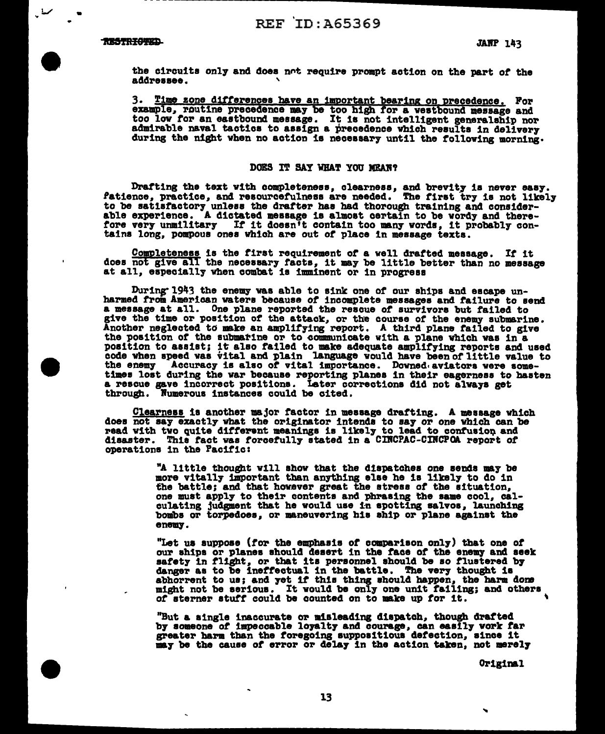the circuits only and does not require prompt action on the part of the addressee.

3. Time zone differences have an important bearing on precedence. For example, routine precedence may be too high for a westbound message and too low for an eastbound message. It is not intelligent generalship nor admirable naval tactics to assign a precedence which results in delivery during the night when no action is necessary until the following morning.

## DOES IT SAY WHAT YOU MEAN?

Drafting the text with completeness, clearness, and brevity is never easy. Patience, practice, and resourcefulness are needed. The first try is not likely to be satisfactory unless the drafter has had thorough training and considerable experience. A dictated message is almost certain to be wordy and therefore very unmilitary If it doesn't contain too many words, it probably contains long, pompous ones which are out of place in message texts.

Completeness is the first requirement of a well drafted message. If it does not give all the necessary facts, it may be little better than no message at all, especially when combat is imminent or in progress

During 1943 the enemy was able to sink one of our ships and escape unharmed from American waters because of incomplete messages and failure to send a message at all. One plane reported the rescue of survivors but failed to give the time or position of the attack, or the course of the enemy submarine. Another neglected to make an amplifying report. A third plane failed to give the position of the submarine or to communicate with a plane which was in a position to assist; it also failed to make adequate amplifying reports and used code when speed was vital and plain language would have been of little value to the enemy Accuracy is also of vital importance. Downed aviators were sometimes lost during the war because reporting planes in their eagerness to hasten a rescue gave incorrect positions. Later corrections did not always get through. Numerous instances could be cited.

Clearness is another major factor in message drafting. A message which does not say exactly what the originator intends to say or one which can be read with two quite different meanings is likely to lead to confusion and disaster. This fact was forcefully stated in a CINCPAC-CINCPOA report of operations in the Pacific:

> "A little thought will show that the dispatches one sends may be more vitally important than anything else he is likely to do in the battle; and that however great the stress of the situation, one must apply to their contents and phrasing the same cool, calculating judgment that he would use in spotting salvos, launching bombs or torpedoes, or maneuvering his ship or plane against the enemy.
>
> "Let us suppose (for the emphasis of comparison only) that one of our ships or planes should desert in the face of the enemy and seek safety in flight, or that its personnel should be so flustered by danger as to be ineffectual in the battle. The very thought is abhorrent to us; and yet if this thing should happen, the harm done might not be serious. It would be only one unit failing; and others of sterner stuff could be counted on to make up for it.
>
> "But a single inaccurate or misleading dispatch, though drafted by someone of impeccable loyalty and courage, can easily work far greater harm than the foregoing suppositious defection, since it may be the cause of error or delay in the action taken, not merely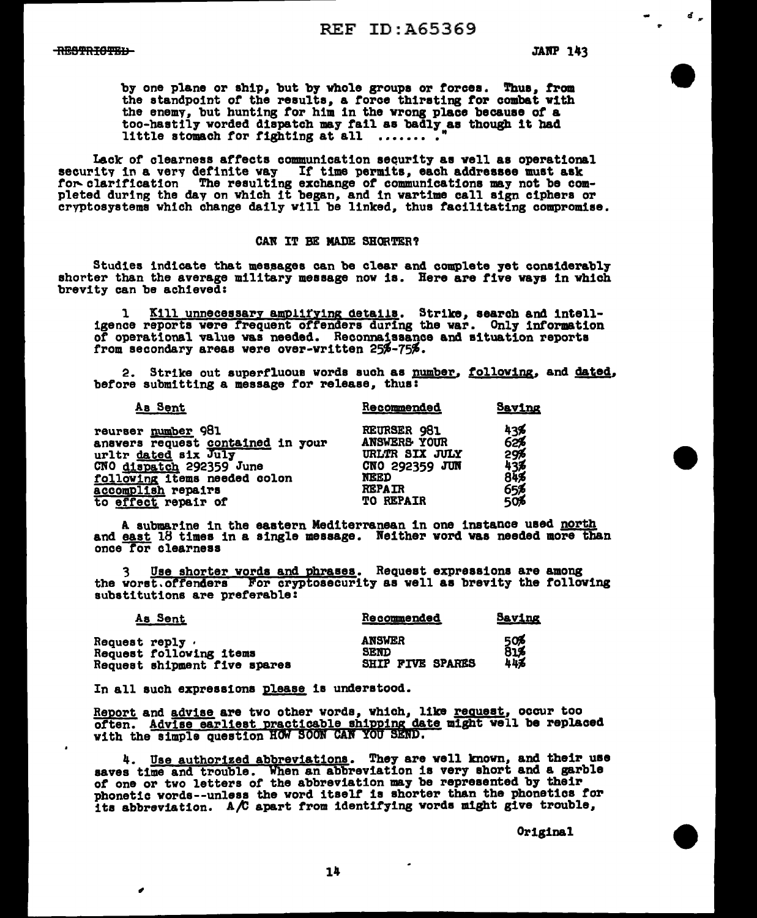by one plane or ship, but by whole groups or forces. Thus, from the standpoint of the results, a force thirsting for combat with the enemy, but hunting for him in the wrong place because of a too-hastily worded dispatch may fail as badly as though it had little stomach for fighting at all ....... ."

Lack of clearness affects communication security as well as operational security in a very definite way If time permits, each addressee must ask for clarification The resulting exchange of communications may not be completed during the day on which it began, and in wartime call sign ciphers or cryptosystems which change daily will be linked, thus facilitating compromise.

### CAN IT BE MADE SHORTER?

Studies indicate that messages can be clear and complete yet considerably shorter than the average military message now is. Here are five ways in which brevity can be achieved:

1 Kill unnecessary amplifying details. Strike, search and intelligence reports were frequent offenders during the war. Only information of operational value was needed. Reconnaissance and situation reports from secondary areas were over-written 25%-75%.

2. Strike out superfluous words such as number, following, and dated, before submitting a message for release, thus:

| As Sent | Recommended | Saving |
|---|---|---|
| reurser number 981 | REURSER 981 | 43% |
| answers request contained in your | ANSWERS YOUR | 62% |
| urltr dated six July | URLTR SIX JULY | 29% |
| CNO dispatch 292359 June | CNO 292359 JUN | 43% |
| following items needed colon | NEED | 84% |
| accomplish repairs | REPAIR | 65% |
| to effect repair of | TO REPAIR | 50% |

A submarine in the eastern Mediterranean in one instance used north and east 18 times in a single message. Neither word was needed more than once for clearness

3 Use shorter words and phrases. Request expressions are among the worst offenders For cryptosecurity as well as brevity the following substitutions are preferable:

| As Sent | Recommended | Saving |
|---|---|---|
| Request reply | ANSWER | 50% |
| Request following items | SEND | 81% |
| Request shipment five spares | SHIP FIVE SPARES | 44% |

In all such expressions please is understood.

Report and advise are two other words, which, like request, occur too often. Advise earliest practicable shipping date might well be replaced with the simple question HOW SOON CAN YOU SEND.

4. Use authorized abbreviations. They are well known, and their use saves time and trouble. When an abbreviation is very short and a garble of one or two letters of the abbreviation may be represented by their phonetic words--unless the word itself is shorter than the phonetics for its abbreviation. A/C apart from identifying words might give trouble,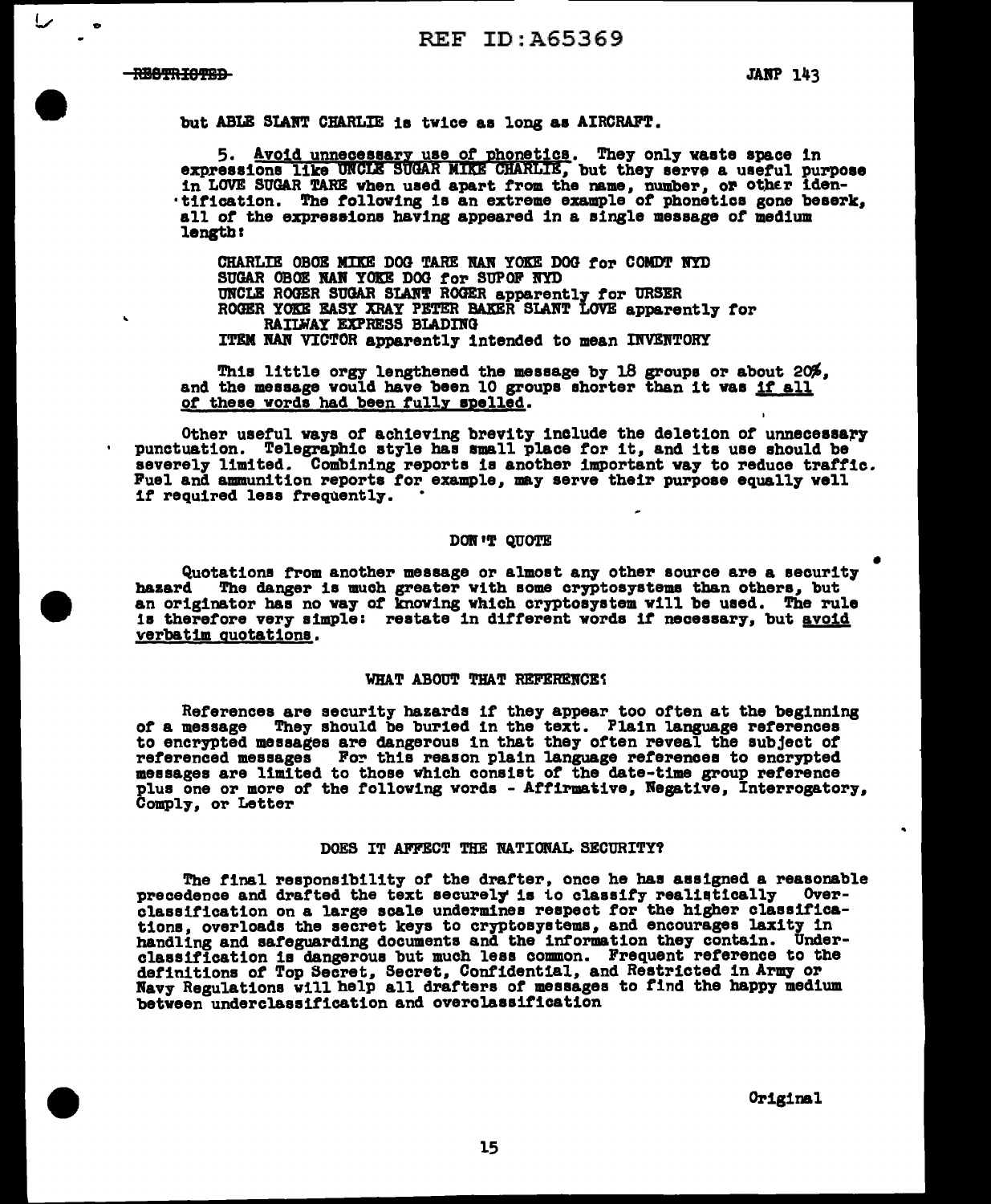but ABLE SLANT CHARLIE is twice as long as AIRCRAFT.

5. Avoid unnecessary use of phonetics. They only waste space in expressions like UNCLE SUGAR MIKE CHARLIE, but they serve a useful purpose in LOVE SUGAR TARE when used apart from the name, number, or other identification. The following is an extreme example of phonetics gone beserk, all of the expressions having appeared in a single message of medium length:

CHARLIE OBOE MIKE DOG TARE NAN YOKE DOG for COMDT NYD
SUGAR OBOE NAN YOKE DOG for SUPOF NYD
UNCLE ROGER SUGAR SLANT ROGER apparently for URSER
ROGER YOKE EASY XRAY PETER BAKER SLANT LOVE apparently for RAILWAY EXPRESS BLADING
ITEM NAN VICTOR apparently intended to mean INVENTORY

This little orgy lengthened the message by 18 groups or about 20%, and the message would have been 10 groups shorter than it was if all of these words had been fully spelled.

Other useful ways of achieving brevity include the deletion of unnecessary punctuation. Telegraphic style has small place for it, and its use should be severely limited. Combining reports is another important way to reduce traffic. Fuel and ammunition reports for example, may serve their purpose equally well if required less frequently.

## DON'T QUOTE

Quotations from another message or almost any other source are a security hazard The danger is much greater with some cryptosystems than others, but an originator has no way of knowing which cryptosystem will be used. The rule is therefore very simple: restate in different words if necessary, but avoid verbatim quotations.

## WHAT ABOUT THAT REFERENCE?

References are security hazards if they appear too often at the beginning of a message They should be buried in the text. Plain language references to encrypted messages are dangerous in that they often reveal the subject of referenced messages For this reason plain language references to encrypted messages are limited to those which consist of the date-time group reference plus one or more of the following words - Affirmative, Negative, Interrogatory, Comply, or Letter

## DOES IT AFFECT THE NATIONAL SECURITY?

The final responsibility of the drafter, once he has assigned a reasonable precedence and drafted the text securely is to classify realistically Overclassification on a large scale undermines respect for the higher classifications, overloads the secret keys to cryptosystems, and encourages laxity in handling and safeguarding documents and the information they contain. Underclassification is dangerous but much less common. Frequent reference to the definitions of Top Secret, Secret, Confidential, and Restricted in Army or Navy Regulations will help all drafters of messages to find the happy medium between underclassification and overclassification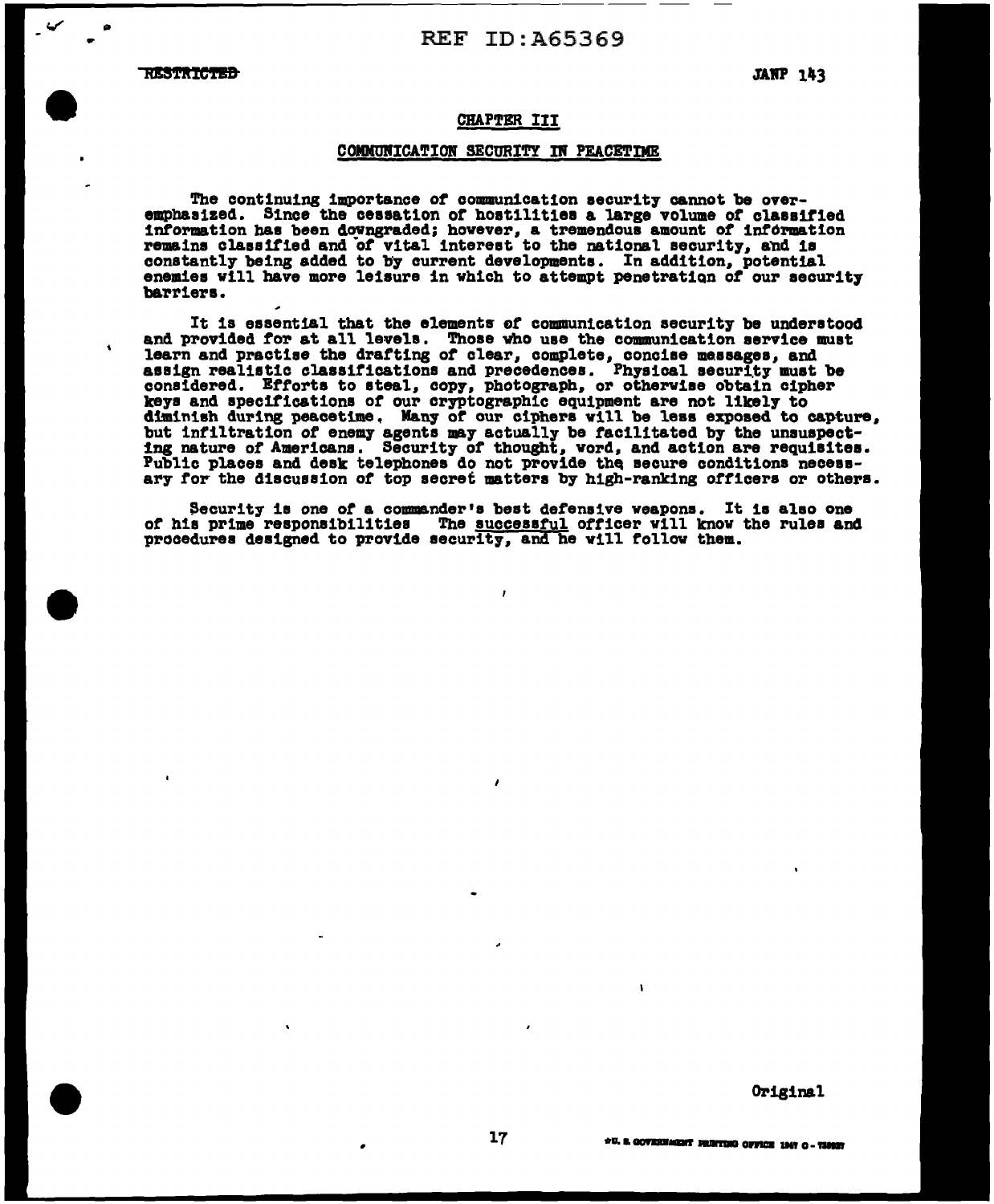## CHAPTER III

### COMMUNICATION SECURITY IN PEACETIME

The continuing importance of communication security cannot be overemphasized. Since the cessation of hostilities a large volume of classified information has been downgraded; however, a tremendous amount of information remains classified and of vital interest to the national security, and is constantly being added to by current developments. In addition, potential enemies will have more leisure in which to attempt penetration of our security barriers.

It is essential that the elements of communication security be understood and provided for at all levels. Those who use the communication service must learn and practise the drafting of clear, complete, concise messages, and assign realistic classifications and precedences. Physical security must be considered. Efforts to steal, copy, photograph, or otherwise obtain cipher keys and specifications of our cryptographic equipment are not likely to diminish during peacetime. Many of our ciphers will be less exposed to capture, but infiltration of enemy agents may actually be facilitated by the unsuspecting nature of Americans. Security of thought, word, and action are requisites. Public places and desk telephones do not provide the secure conditions necessary for the discussion of top secret matters by high-ranking officers or others.

Security is one of a commander's best defensive weapons. It is also one of his prime responsibilities The successful officer will know the rules and procedures designed to provide security, and he will follow them.